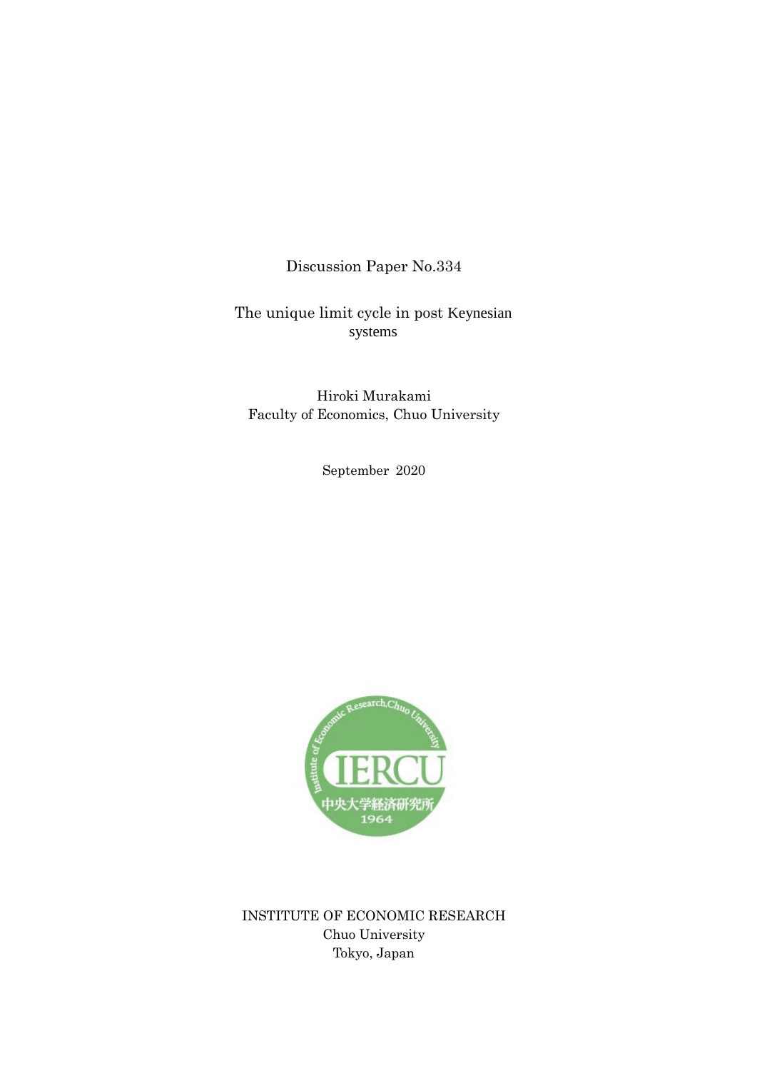Discussion Paper No.334

# The unique limit cycle in post Keynesian systems

Hiroki Murakami
Faculty of Economics, Chuo University

September 2020

INSTITUTE OF ECONOMIC RESEARCH
Chuo University
Tokyo, Japan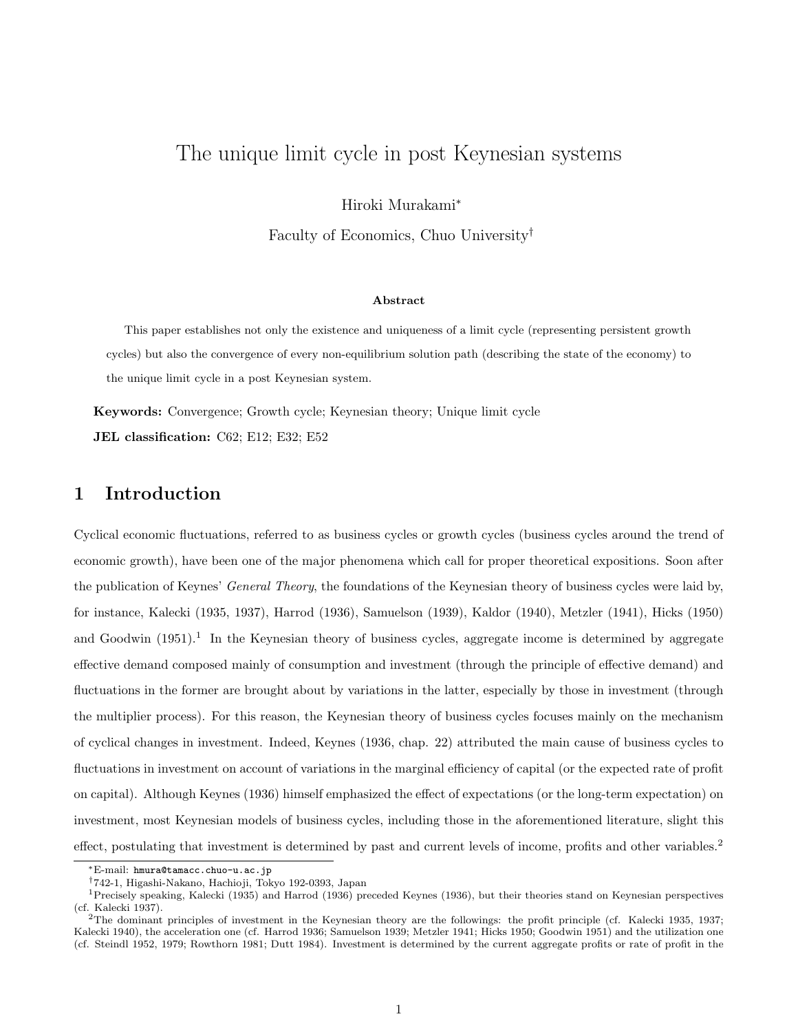# The unique limit cycle in post Keynesian systems

Hiroki Murakami[*]

Faculty of Economics, Chuo University[†]

**Abstract**

This paper establishes not only the existence and uniqueness of a limit cycle (representing persistent growth cycles) but also the convergence of every non-equilibrium solution path (describing the state of the economy) to the unique limit cycle in a post Keynesian system.

**Keywords:** Convergence; Growth cycle; Keynesian theory; Unique limit cycle

**JEL classification:** C62; E12; E32; E52

## 1 Introduction

Cyclical economic fluctuations, referred to as business cycles or growth cycles (business cycles around the trend of economic growth), have been one of the major phenomena which call for proper theoretical expositions. Soon after the publication of Keynes' *General Theory*, the foundations of the Keynesian theory of business cycles were laid by, for instance, Kalecki (1935, 1937), Harrod (1936), Samuelson (1939), Kaldor (1940), Metzler (1941), Hicks (1950) and Goodwin (1951).[1] In the Keynesian theory of business cycles, aggregate income is determined by aggregate effective demand composed mainly of consumption and investment (through the principle of effective demand) and fluctuations in the former are brought about by variations in the latter, especially by those in investment (through the multiplier process). For this reason, the Keynesian theory of business cycles focuses mainly on the mechanism of cyclical changes in investment. Indeed, Keynes (1936, chap. 22) attributed the main cause of business cycles to fluctuations in investment on account of variations in the marginal efficiency of capital (or the expected rate of profit on capital). Although Keynes (1936) himself emphasized the effect of expectations (or the long-term expectation) on investment, most Keynesian models of business cycles, including those in the aforementioned literature, slight this effect, postulating that investment is determined by past and current levels of income, profits and other variables.[2]

[*] E-mail: hmura@tamacc.chuo-u.ac.jp

[†] 742-1, Higashi-Nakano, Hachioji, Tokyo 192-0393, Japan

[1] Precisely speaking, Kalecki (1935) and Harrod (1936) preceded Keynes (1936), but their theories stand on Keynesian perspectives (cf. Kalecki 1937).

[2] The dominant principles of investment in the Keynesian theory are the followings: the profit principle (cf. Kalecki 1935, 1937; Kalecki 1940), the acceleration one (cf. Harrod 1936; Samuelson 1939; Metzler 1941; Hicks 1950; Goodwin 1951) and the utilization one (cf. Steindl 1952, 1979; Rowthorn 1981; Dutt 1984). Investment is determined by the current aggregate profits or rate of profit in the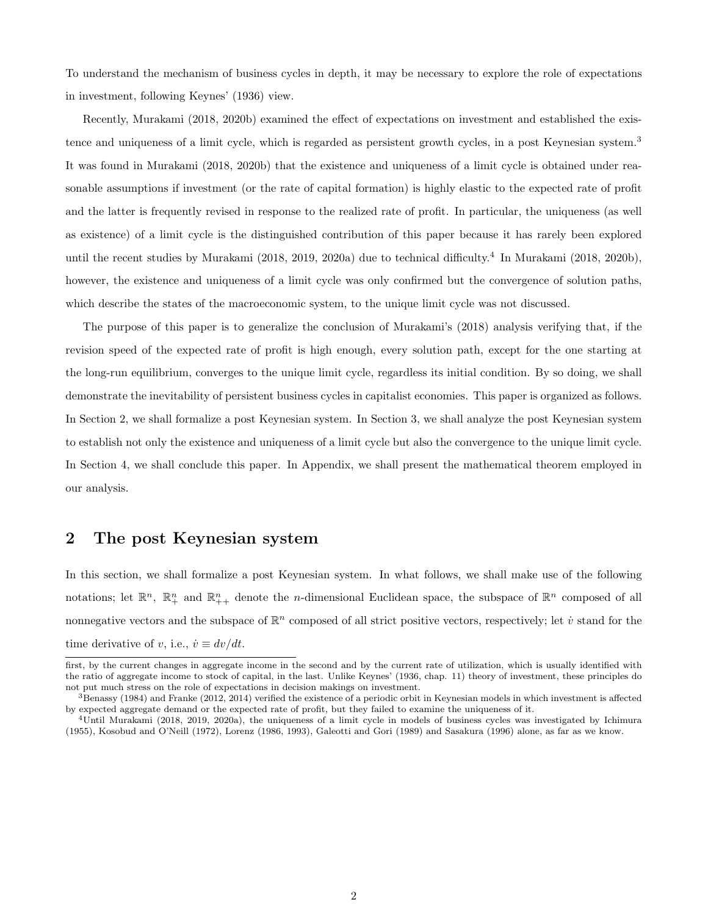To understand the mechanism of business cycles in depth, it may be necessary to explore the role of expectations in investment, following Keynes' (1936) view.

Recently, Murakami (2018, 2020b) examined the effect of expectations on investment and established the existence and uniqueness of a limit cycle, which is regarded as persistent growth cycles, in a post Keynesian system.[3] It was found in Murakami (2018, 2020b) that the existence and uniqueness of a limit cycle is obtained under reasonable assumptions if investment (or the rate of capital formation) is highly elastic to the expected rate of profit and the latter is frequently revised in response to the realized rate of profit. In particular, the uniqueness (as well as existence) of a limit cycle is the distinguished contribution of this paper because it has rarely been explored until the recent studies by Murakami (2018, 2019, 2020a) due to technical difficulty.[4] In Murakami (2018, 2020b), however, the existence and uniqueness of a limit cycle was only confirmed but the convergence of solution paths, which describe the states of the macroeconomic system, to the unique limit cycle was not discussed.

The purpose of this paper is to generalize the conclusion of Murakami's (2018) analysis verifying that, if the revision speed of the expected rate of profit is high enough, every solution path, except for the one starting at the long-run equilibrium, converges to the unique limit cycle, regardless its initial condition. By so doing, we shall demonstrate the inevitability of persistent business cycles in capitalist economies. This paper is organized as follows. In Section 2, we shall formalize a post Keynesian system. In Section 3, we shall analyze the post Keynesian system to establish not only the existence and uniqueness of a limit cycle but also the convergence to the unique limit cycle. In Section 4, we shall conclude this paper. In Appendix, we shall present the mathematical theorem employed in our analysis.

## 2 The post Keynesian system

In this section, we shall formalize a post Keynesian system. In what follows, we shall make use of the following notations; let $\mathbb{R}^n$, $\mathbb{R}^n_+$ and $\mathbb{R}^n_{++}$ denote the $n$-dimensional Euclidean space, the subspace of $\mathbb{R}^n$ composed of all nonnegative vectors and the subspace of $\mathbb{R}^n$ composed of all strict positive vectors, respectively; let $\dot{v}$ stand for the time derivative of $v$, i.e., $\dot{v} \equiv dv/dt$.

---

first, by the current changes in aggregate income in the second and by the current rate of utilization, which is usually identified with the ratio of aggregate income to stock of capital, in the last. Unlike Keynes' (1936, chap. 11) theory of investment, these principles do not put much stress on the role of expectations in decision makings on investment.

[3] Benassy (1984) and Franke (2012, 2014) verified the existence of a periodic orbit in Keynesian models in which investment is affected by expected aggregate demand or the expected rate of profit, but they failed to examine the uniqueness of it.

[4] Until Murakami (2018, 2019, 2020a), the uniqueness of a limit cycle in models of business cycles was investigated by Ichimura (1955), Kosobud and O'Neill (1972), Lorenz (1986, 1993), Galeotti and Gori (1989) and Sasakura (1996) alone, as far as we know.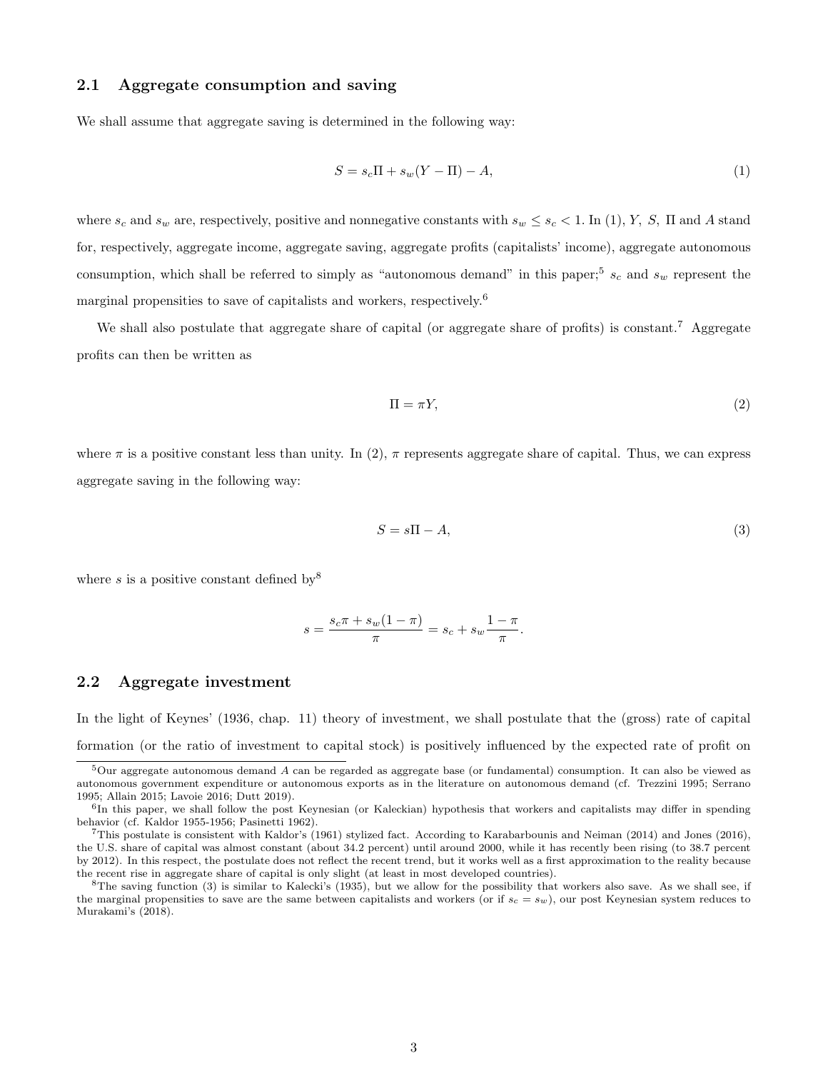### 2.1 Aggregate consumption and saving

We shall assume that aggregate saving is determined in the following way:

$$S = s_c\Pi + s_w(Y - \Pi) - A, \tag{1}$$

where $s_c$ and $s_w$ are, respectively, positive and nonnegative constants with $s_w \leq s_c < 1$. In (1), $Y$, $S$, $\Pi$ and $A$ stand for, respectively, aggregate income, aggregate saving, aggregate profits (capitalists' income), aggregate autonomous consumption, which shall be referred to simply as "autonomous demand" in this paper;[5] $s_c$ and $s_w$ represent the marginal propensities to save of capitalists and workers, respectively.[6]

We shall also postulate that aggregate share of capital (or aggregate share of profits) is constant.[7] Aggregate profits can then be written as

$$\Pi = \pi Y, \tag{2}$$

where $\pi$ is a positive constant less than unity. In (2), $\pi$ represents aggregate share of capital. Thus, we can express aggregate saving in the following way:

$$S = s\Pi - A, \tag{3}$$

where $s$ is a positive constant defined by[8]

$$s = \frac{s_c\pi + s_w(1-\pi)}{\pi} = s_c + s_w\frac{1-\pi}{\pi}.$$

### 2.2 Aggregate investment

In the light of Keynes' (1936, chap. 11) theory of investment, we shall postulate that the (gross) rate of capital formation (or the ratio of investment to capital stock) is positively influenced by the expected rate of profit on

---

[5] Our aggregate autonomous demand $A$ can be regarded as aggregate base (or fundamental) consumption. It can also be viewed as autonomous government expenditure or autonomous exports as in the literature on autonomous demand (cf. Trezzini 1995; Serrano 1995; Allain 2015; Lavoie 2016; Dutt 2019).

[6] In this paper, we shall follow the post Keynesian (or Kaleckian) hypothesis that workers and capitalists may differ in spending behavior (cf. Kaldor 1955-1956; Pasinetti 1962).

[7] This postulate is consistent with Kaldor's (1961) stylized fact. According to Karabarbounis and Neiman (2014) and Jones (2016), the U.S. share of capital was almost constant (about 34.2 percent) until around 2000, while it has recently been rising (to 38.7 percent by 2012). In this respect, the postulate does not reflect the recent trend, but it works well as a first approximation to the reality because the recent rise in aggregate share of capital is only slight (at least in most developed countries).

[8] The saving function (3) is similar to Kalecki's (1935), but we allow for the possibility that workers also save. As we shall see, if the marginal propensities to save are the same between capitalists and workers (or if $s_c = s_w$), our post Keynesian system reduces to Murakami's (2018).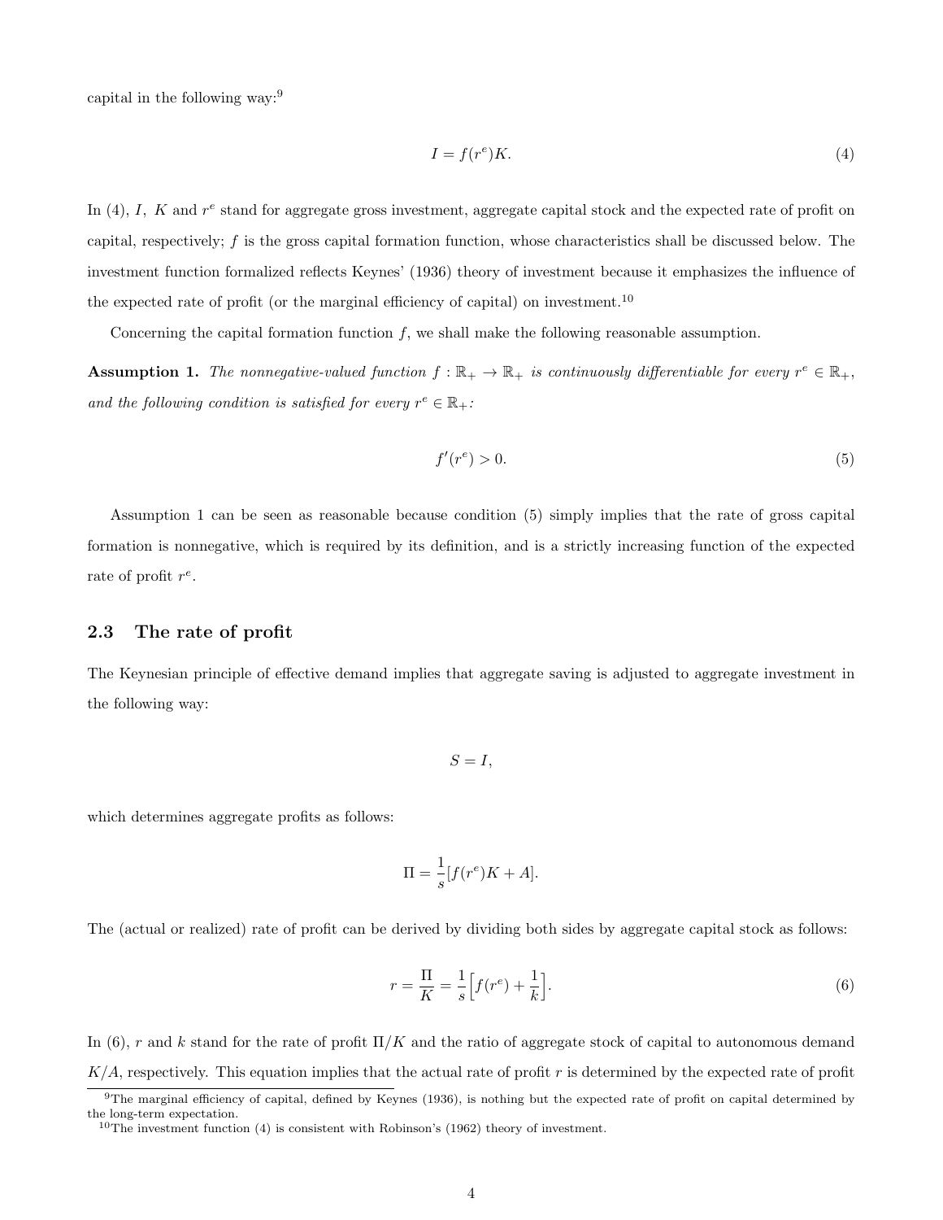capital in the following way:[9]

$$I = f(r^e)K. \tag{4}$$

In (4), $I$, $K$ and $r^e$ stand for aggregate gross investment, aggregate capital stock and the expected rate of profit on capital, respectively; $f$ is the gross capital formation function, whose characteristics shall be discussed below. The investment function formalized reflects Keynes' (1936) theory of investment because it emphasizes the influence of the expected rate of profit (or the marginal efficiency of capital) on investment.[10]

Concerning the capital formation function $f$, we shall make the following reasonable assumption.

**Assumption 1.** *The nonnegative-valued function $f : \mathbb{R}_+ \to \mathbb{R}_+$ is continuously differentiable for every $r^e \in \mathbb{R}_+$, and the following condition is satisfied for every $r^e \in \mathbb{R}_+$:*

$$f'(r^e) > 0. \tag{5}$$

Assumption 1 can be seen as reasonable because condition (5) simply implies that the rate of gross capital formation is nonnegative, which is required by its definition, and is a strictly increasing function of the expected rate of profit $r^e$.

### 2.3 The rate of profit

The Keynesian principle of effective demand implies that aggregate saving is adjusted to aggregate investment in the following way:

$$S = I,$$

which determines aggregate profits as follows:

$$\Pi = \frac{1}{s}[f(r^e)K + A].$$

The (actual or realized) rate of profit can be derived by dividing both sides by aggregate capital stock as follows:

$$r = \frac{\Pi}{K} = \frac{1}{s}\Big[f(r^e) + \frac{1}{k}\Big]. \tag{6}$$

In (6), $r$ and $k$ stand for the rate of profit $\Pi/K$ and the ratio of aggregate stock of capital to autonomous demand $K/A$, respectively. This equation implies that the actual rate of profit $r$ is determined by the expected rate of profit

[9] The marginal efficiency of capital, defined by Keynes (1936), is nothing but the expected rate of profit on capital determined by the long-term expectation.

[10] The investment function (4) is consistent with Robinson's (1962) theory of investment.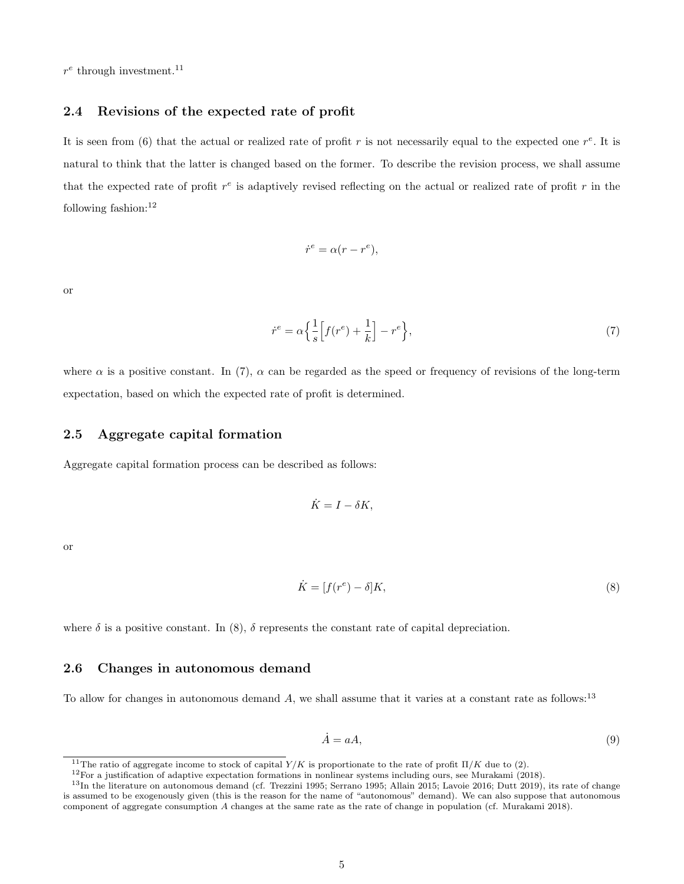$r^e$ through investment.[11]

## 2.4 Revisions of the expected rate of profit

It is seen from (6) that the actual or realized rate of profit $r$ is not necessarily equal to the expected one $r^e$. It is natural to think that the latter is changed based on the former. To describe the revision process, we shall assume that the expected rate of profit $r^e$ is adaptively revised reflecting on the actual or realized rate of profit $r$ in the following fashion:[12]

$$\dot{r}^e = \alpha(r - r^e),$$

or

$$\dot{r}^e = \alpha\Big\{\frac{1}{s}\Big[f(r^e) + \frac{1}{k}\Big] - r^e\Big\}, \tag{7}$$

where $\alpha$ is a positive constant. In (7), $\alpha$ can be regarded as the speed or frequency of revisions of the long-term expectation, based on which the expected rate of profit is determined.

## 2.5 Aggregate capital formation

Aggregate capital formation process can be described as follows:

$$\dot{K} = I - \delta K,$$

or

$$\dot{K} = [f(r^e) - \delta]K, \tag{8}$$

where $\delta$ is a positive constant. In (8), $\delta$ represents the constant rate of capital depreciation.

## 2.6 Changes in autonomous demand

To allow for changes in autonomous demand $A$, we shall assume that it varies at a constant rate as follows:[13]

$$\dot{A} = aA, \tag{9}$$

---

[11] The ratio of aggregate income to stock of capital $Y/K$ is proportionate to the rate of profit $\Pi/K$ due to (2).

[12] For a justification of adaptive expectation formations in nonlinear systems including ours, see Murakami (2018).

[13] In the literature on autonomous demand (cf. Trezzini 1995; Serrano 1995; Allain 2015; Lavoie 2016; Dutt 2019), its rate of change is assumed to be exogenously given (this is the reason for the name of "autonomous" demand). We can also suppose that autonomous component of aggregate consumption $A$ changes at the same rate as the rate of change in population (cf. Murakami 2018).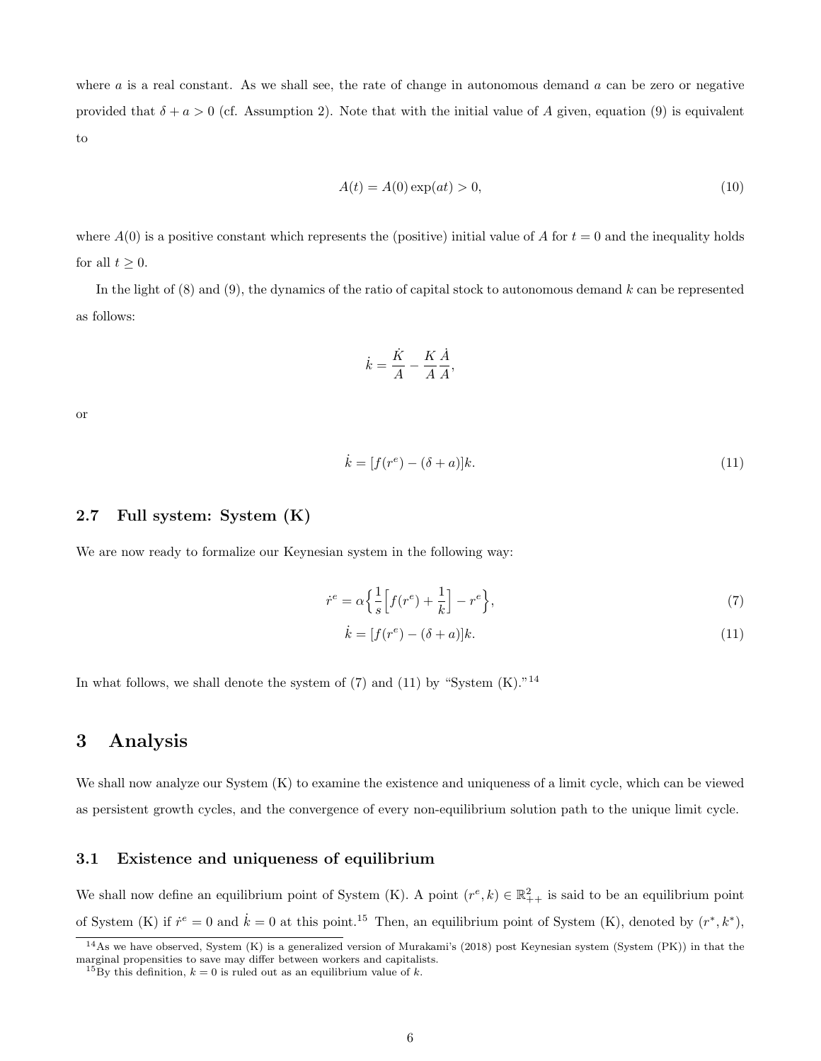where $a$ is a real constant. As we shall see, the rate of change in autonomous demand $a$ can be zero or negative provided that $\delta + a > 0$ (cf. Assumption 2). Note that with the initial value of $A$ given, equation (9) is equivalent to

$$A(t) = A(0)\exp(at) > 0, \tag{10}$$

where $A(0)$ is a positive constant which represents the (positive) initial value of $A$ for $t = 0$ and the inequality holds for all $t \geq 0$.

In the light of (8) and (9), the dynamics of the ratio of capital stock to autonomous demand $k$ can be represented as follows:

$$\dot{k} = \frac{\dot{K}}{A} - \frac{K}{A}\frac{\dot{A}}{A},$$

or

$$\dot{k} = [f(r^e) - (\delta + a)]k. \tag{11}$$

### 2.7 Full system: System (K)

We are now ready to formalize our Keynesian system in the following way:

$$\dot{r}^e = \alpha\Big\{\frac{1}{s}\Big[f(r^e) + \frac{1}{k}\Big] - r^e\Big\}, \tag{7}$$

$$\dot{k} = [f(r^e) - (\delta + a)]k. \tag{11}$$

In what follows, we shall denote the system of (7) and (11) by "System (K)."[14]

## 3 Analysis

We shall now analyze our System (K) to examine the existence and uniqueness of a limit cycle, which can be viewed as persistent growth cycles, and the convergence of every non-equilibrium solution path to the unique limit cycle.

### 3.1 Existence and uniqueness of equilibrium

We shall now define an equilibrium point of System (K). A point $(r^e, k) \in \mathbb{R}^2_{++}$ is said to be an equilibrium point of System (K) if $\dot{r}^e = 0$ and $\dot{k} = 0$ at this point.[15] Then, an equilibrium point of System (K), denoted by $(r^*, k^*)$,

[14] As we have observed, System (K) is a generalized version of Murakami's (2018) post Keynesian system (System (PK)) in that the marginal propensities to save may differ between workers and capitalists.

[15] By this definition, $k = 0$ is ruled out as an equilibrium value of $k$.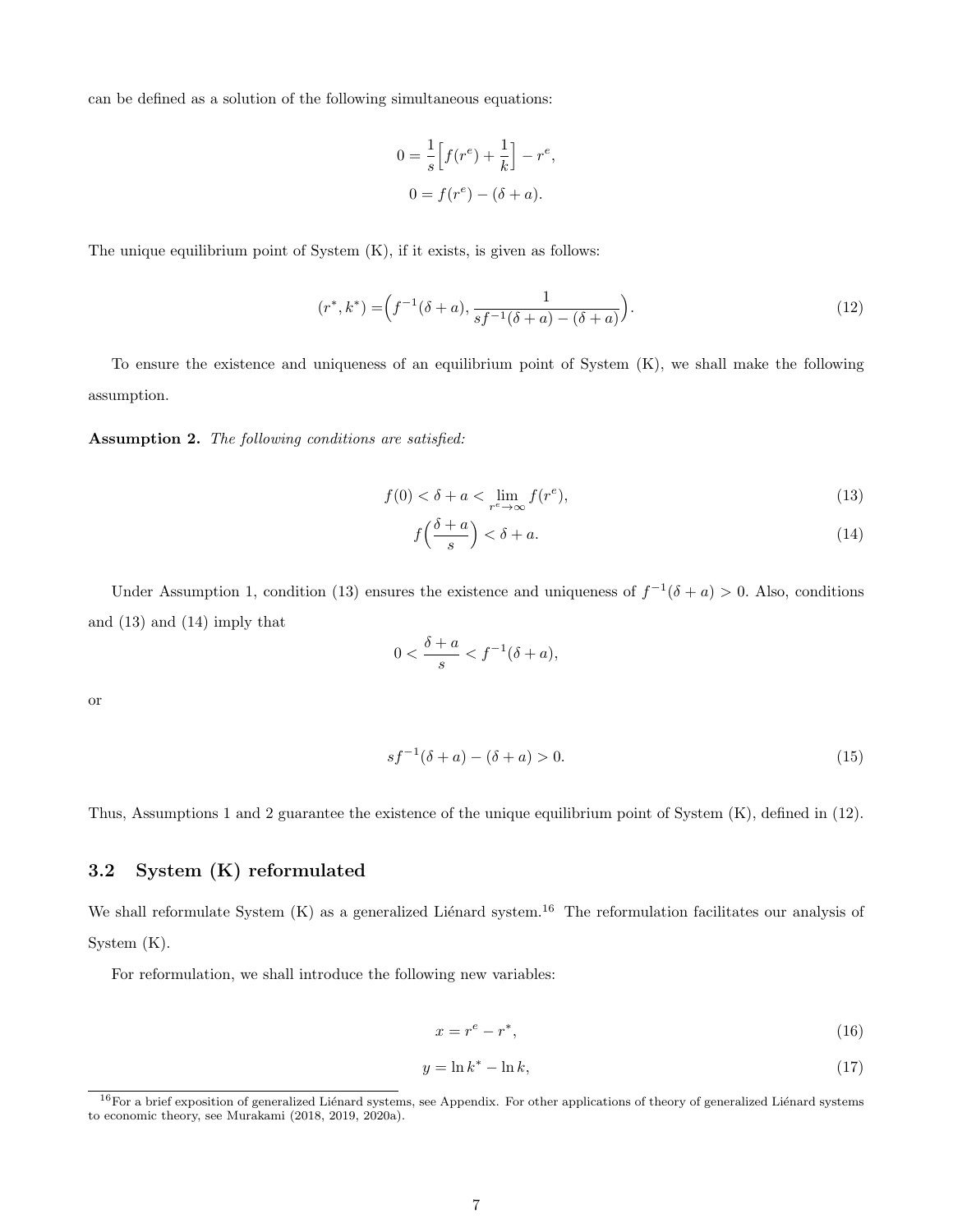can be defined as a solution of the following simultaneous equations:

$$0 = \frac{1}{s}\Big[f(r^e) + \frac{1}{k}\Big] - r^e,$$

$$0 = f(r^e) - (\delta + a).$$

The unique equilibrium point of System (K), if it exists, is given as follows:

$$(r^*, k^*) = \Big(f^{-1}(\delta + a), \frac{1}{sf^{-1}(\delta + a) - (\delta + a)}\Big). \tag{12}$$

To ensure the existence and uniqueness of an equilibrium point of System (K), we shall make the following assumption.

**Assumption 2.** *The following conditions are satisfied:*

$$f(0) < \delta + a < \lim_{r^e \to \infty} f(r^e), \tag{13}$$

$$f\Big(\frac{\delta + a}{s}\Big) < \delta + a. \tag{14}$$

Under Assumption 1, condition (13) ensures the existence and uniqueness of $f^{-1}(\delta + a) > 0$. Also, conditions and (13) and (14) imply that

$$0 < \frac{\delta + a}{s} < f^{-1}(\delta + a),$$

or

$$sf^{-1}(\delta + a) - (\delta + a) > 0. \tag{15}$$

Thus, Assumptions 1 and 2 guarantee the existence of the unique equilibrium point of System (K), defined in (12).

## 3.2 System (K) reformulated

We shall reformulate System (K) as a generalized Liénard system.[16] The reformulation facilitates our analysis of System (K).

For reformulation, we shall introduce the following new variables:

$$x = r^e - r^*, \tag{16}$$

$$y = \ln k^* - \ln k, \tag{17}$$

[16] For a brief exposition of generalized Liénard systems, see Appendix. For other applications of theory of generalized Liénard systems to economic theory, see Murakami (2018, 2019, 2020a).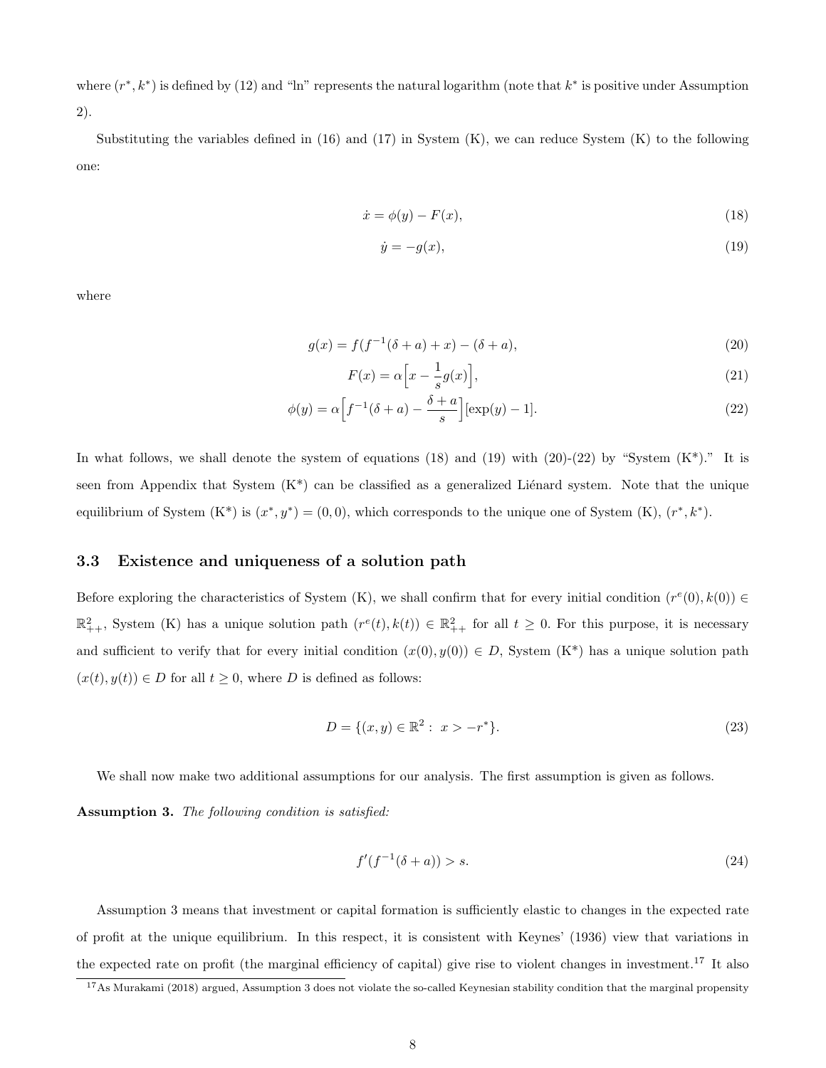where $(r^*, k^*)$ is defined by (12) and "ln" represents the natural logarithm (note that $k^*$ is positive under Assumption 2).

Substituting the variables defined in (16) and (17) in System (K), we can reduce System (K) to the following one:

$$\dot{x} = \phi(y) - F(x), \tag{18}$$

$$\dot{y} = -g(x), \tag{19}$$

where

$$g(x) = f(f^{-1}(\delta + a) + x) - (\delta + a), \tag{20}$$

$$F(x) = \alpha\Big[x - \frac{1}{s}g(x)\Big], \tag{21}$$

$$\phi(y) = \alpha\Big[f^{-1}(\delta + a) - \frac{\delta + a}{s}\Big][\exp(y) - 1]. \tag{22}$$

In what follows, we shall denote the system of equations (18) and (19) with (20)-(22) by "System (K*)." It is seen from Appendix that System (K*) can be classified as a generalized Liénard system. Note that the unique equilibrium of System (K*) is $(x^*, y^*) = (0, 0)$, which corresponds to the unique one of System (K), $(r^*, k^*)$.

### 3.3 Existence and uniqueness of a solution path

Before exploring the characteristics of System (K), we shall confirm that for every initial condition $(r^e(0), k(0)) \in \mathbb{R}^2_{++}$, System (K) has a unique solution path $(r^e(t), k(t)) \in \mathbb{R}^2_{++}$ for all $t \geq 0$. For this purpose, it is necessary and sufficient to verify that for every initial condition $(x(0), y(0)) \in D$, System (K*) has a unique solution path $(x(t), y(t)) \in D$ for all $t \geq 0$, where $D$ is defined as follows:

$$D = \{(x, y) \in \mathbb{R}^2 : \ x > -r^*\}. \tag{23}$$

We shall now make two additional assumptions for our analysis. The first assumption is given as follows.

**Assumption 3.** *The following condition is satisfied:*

$$f'(f^{-1}(\delta + a)) > s. \tag{24}$$

Assumption 3 means that investment or capital formation is sufficiently elastic to changes in the expected rate of profit at the unique equilibrium. In this respect, it is consistent with Keynes' (1936) view that variations in the expected rate on profit (the marginal efficiency of capital) give rise to violent changes in investment.[17] It also

[17]As Murakami (2018) argued, Assumption 3 does not violate the so-called Keynesian stability condition that the marginal propensity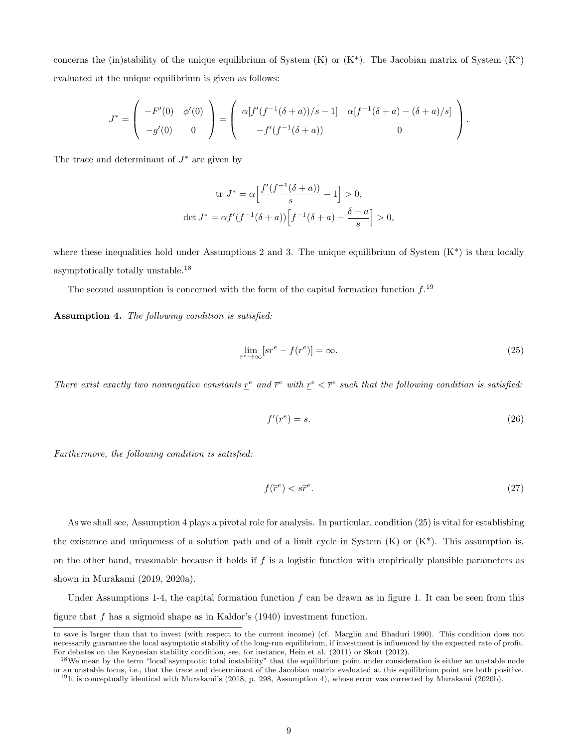concerns the (in)stability of the unique equilibrium of System (K) or (K*). The Jacobian matrix of System (K*) evaluated at the unique equilibrium is given as follows:

$$J^* = \begin{pmatrix} -F'(0) & \phi'(0) \\ -g'(0) & 0 \end{pmatrix} = \begin{pmatrix} \alpha[f'(f^{-1}(\delta + a))/s - 1] & \alpha[f^{-1}(\delta + a) - (\delta + a)/s] \\ -f'(f^{-1}(\delta + a)) & 0 \end{pmatrix}.$$

The trace and determinant of $J^*$ are given by

$$\text{tr } J^* = \alpha\Big[\frac{f'(f^{-1}(\delta + a))}{s} - 1\Big] > 0,$$
$$\det J^* = \alpha f'(f^{-1}(\delta + a))\Big[f^{-1}(\delta + a) - \frac{\delta + a}{s}\Big] > 0,$$

where these inequalities hold under Assumptions 2 and 3. The unique equilibrium of System (K*) is then locally asymptotically totally unstable.[18]

The second assumption is concerned with the form of the capital formation function $f$.[19]

**Assumption 4.** *The following condition is satisfied:*

$$\lim_{r^e \to \infty}[sr^e - f(r^e)] = \infty. \tag{25}$$

*There exist exactly two nonnegative constants $\underline{r}^e$ and $\overline{r}^e$ with $\underline{r}^e < \overline{r}^e$ such that the following condition is satisfied:*

$$f'(r^e) = s. \tag{26}$$

*Furthermore, the following condition is satisfied:*

$$f(\overline{r}^e) < s\overline{r}^e. \tag{27}$$

As we shall see, Assumption 4 plays a pivotal role for analysis. In particular, condition (25) is vital for establishing the existence and uniqueness of a solution path and of a limit cycle in System (K) or (K*). This assumption is, on the other hand, reasonable because it holds if $f$ is a logistic function with empirically plausible parameters as shown in Murakami (2019, 2020a).

Under Assumptions 1-4, the capital formation function $f$ can be drawn as in figure 1. It can be seen from this figure that $f$ has a sigmoid shape as in Kaldor's (1940) investment function.

---

to save is larger than that to invest (with respect to the current income) (cf. Marglin and Bhaduri 1990). This condition does not necessarily guarantee the local asymptotic stability of the long-run equilibrium, if investment is influenced by the expected rate of profit. For debates on the Keynesian stability condition, see, for instance, Hein et al. (2011) or Skott (2012).

[18] We mean by the term "local asymptotic total instability" that the equilibrium point under consideration is either an unstable node or an unstable focus, i.e., that the trace and determinant of the Jacobian matrix evaluated at this equilibrium point are both positive.

[19] It is conceptually identical with Murakami's (2018, p. 298, Assumption 4), whose error was corrected by Murakami (2020b).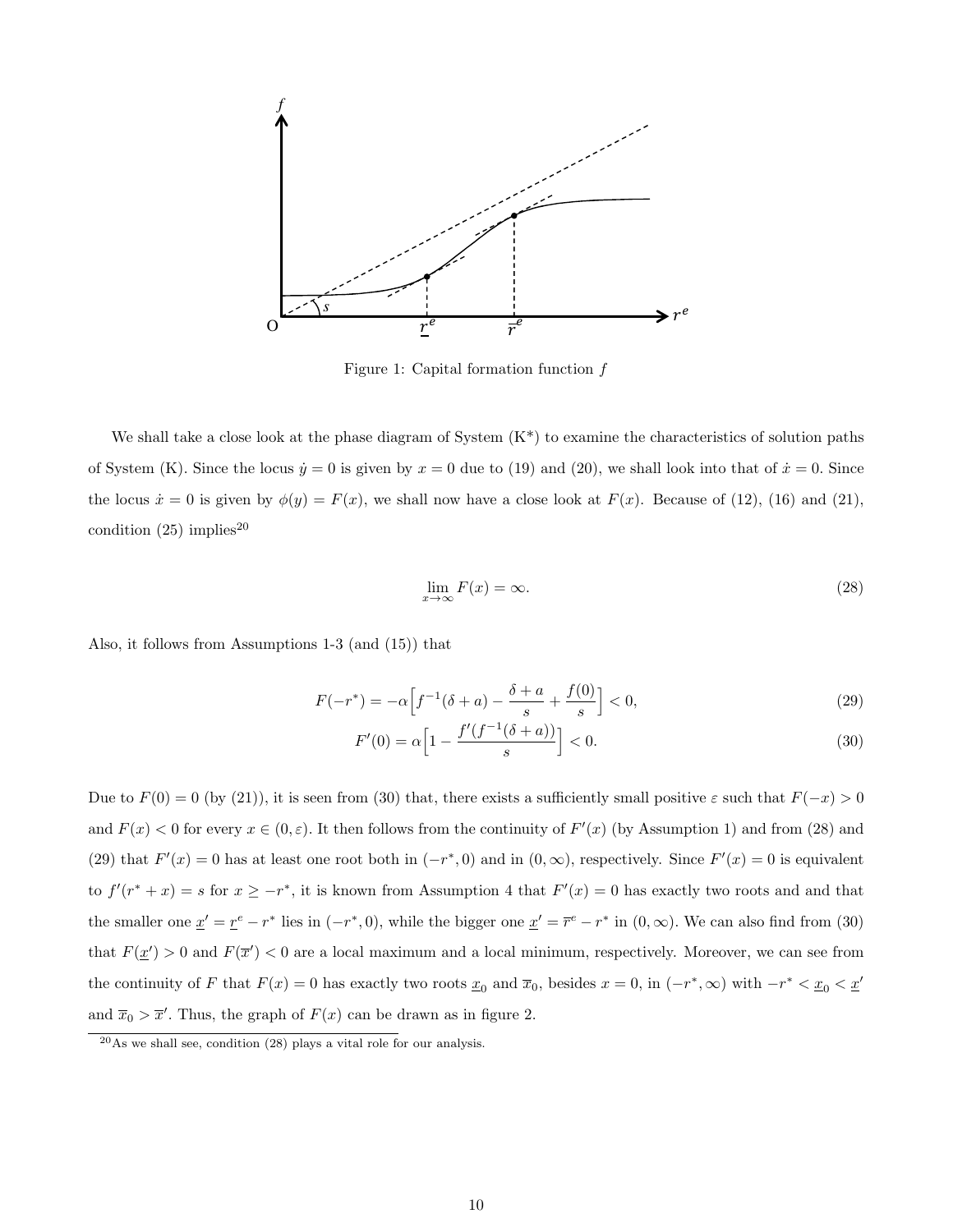Figure 1: Capital formation function $f$

We shall take a close look at the phase diagram of System (K*) to examine the characteristics of solution paths of System (K). Since the locus $\dot{y} = 0$ is given by $x = 0$ due to (19) and (20), we shall look into that of $\dot{x} = 0$. Since the locus $\dot{x} = 0$ is given by $\phi(y) = F(x)$, we shall now have a close look at $F(x)$. Because of (12), (16) and (21), condition (25) implies[20]

$$\lim_{x \to \infty} F(x) = \infty. \tag{28}$$

Also, it follows from Assumptions 1-3 (and (15)) that

$$F(-r^*) = -\alpha\Big[f^{-1}(\delta + a) - \frac{\delta + a}{s} + \frac{f(0)}{s}\Big] < 0, \tag{29}$$

$$F'(0) = \alpha\Big[1 - \frac{f'(f^{-1}(\delta + a))}{s}\Big] < 0. \tag{30}$$

Due to $F(0) = 0$ (by (21)), it is seen from (30) that, there exists a sufficiently small positive $\varepsilon$ such that $F(-x) > 0$ and $F(x) < 0$ for every $x \in (0, \varepsilon)$. It then follows from the continuity of $F'(x)$ (by Assumption 1) and from (28) and (29) that $F'(x) = 0$ has at least one root both in $(-r^*, 0)$ and in $(0, \infty)$, respectively. Since $F'(x) = 0$ is equivalent to $f'(r^* + x) = s$ for $x \geq -r^*$, it is known from Assumption 4 that $F'(x) = 0$ has exactly two roots and and that the smaller one $\underline{x}' = \underline{r}^e - r^*$ lies in $(-r^*, 0)$, while the bigger one $\underline{x}' = \overline{r}^e - r^*$ in $(0, \infty)$. We can also find from (30) that $F(\underline{x}') > 0$ and $F(\overline{x}') < 0$ are a local maximum and a local minimum, respectively. Moreover, we can see from the continuity of $F$ that $F(x) = 0$ has exactly two roots $\underline{x}_0$ and $\overline{x}_0$, besides $x = 0$, in $(-r^*, \infty)$ with $-r^* < \underline{x}_0 < \underline{x}'$ and $\overline{x}_0 > \overline{x}'$. Thus, the graph of $F(x)$ can be drawn as in figure 2.

[20] As we shall see, condition (28) plays a vital role for our analysis.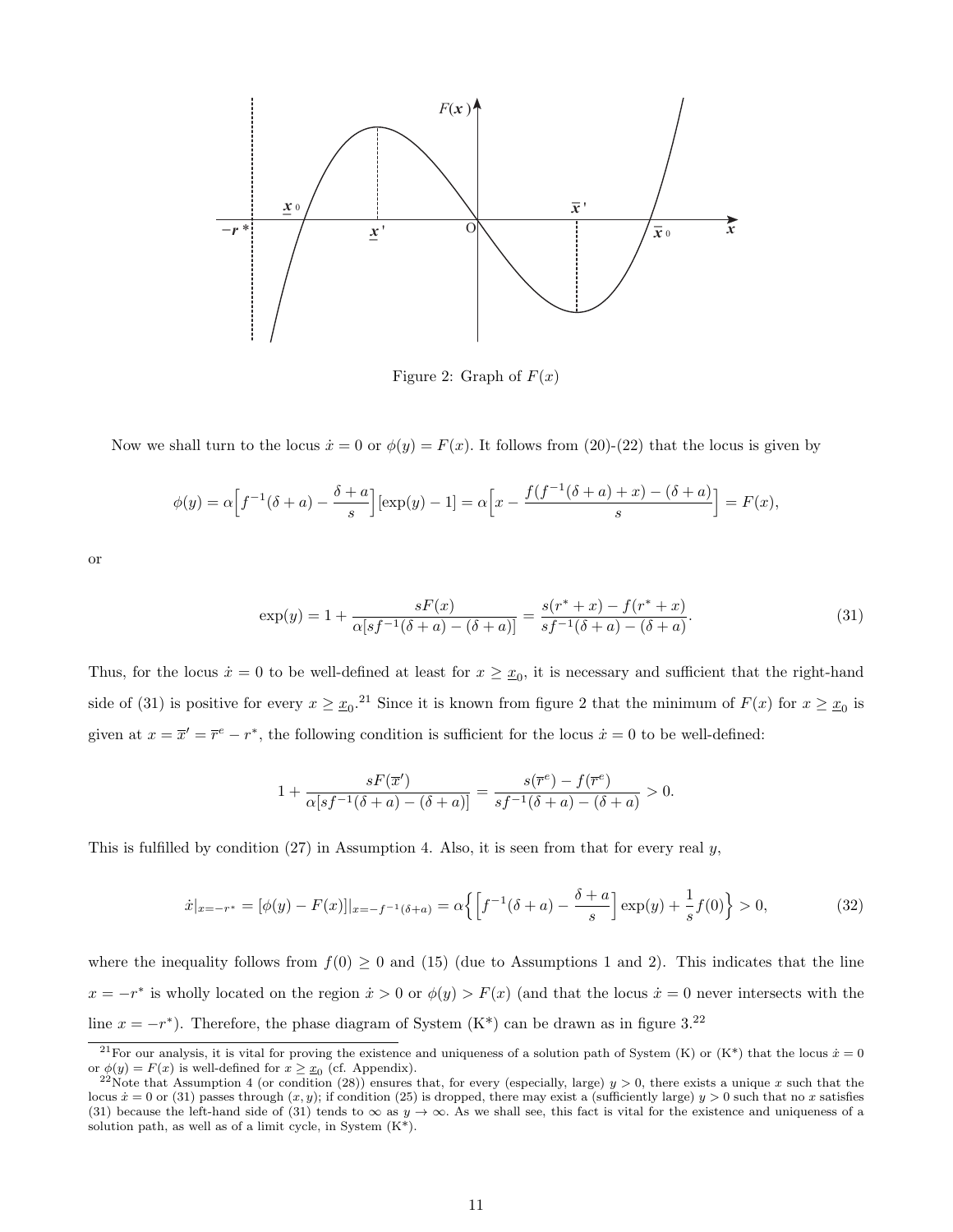Figure 2: Graph of $F(x)$

Now we shall turn to the locus $\dot{x} = 0$ or $\phi(y) = F(x)$. It follows from (20)-(22) that the locus is given by

$$\phi(y) = \alpha\Big[f^{-1}(\delta + a) - \frac{\delta + a}{s}\Big][\exp(y) - 1] = \alpha\Big[x - \frac{f(f^{-1}(\delta + a) + x) - (\delta + a)}{s}\Big] = F(x),$$

or

$$\exp(y) = 1 + \frac{sF(x)}{\alpha[sf^{-1}(\delta + a) - (\delta + a)]} = \frac{s(r^* + x) - f(r^* + x)}{sf^{-1}(\delta + a) - (\delta + a)}. \tag{31}$$

Thus, for the locus $\dot{x} = 0$ to be well-defined at least for $x \geq \underline{x}_0$, it is necessary and sufficient that the right-hand side of (31) is positive for every $x \geq \underline{x}_0$.[21] Since it is known from figure 2 that the minimum of $F(x)$ for $x \geq \underline{x}_0$ is given at $x = \overline{x}' = \overline{r}^e - r^*$, the following condition is sufficient for the locus $\dot{x} = 0$ to be well-defined:

$$1 + \frac{sF(\overline{x}')}{\alpha[sf^{-1}(\delta + a) - (\delta + a)]} = \frac{s(\overline{r}^e) - f(\overline{r}^e)}{sf^{-1}(\delta + a) - (\delta + a)} > 0.$$

This is fulfilled by condition (27) in Assumption 4. Also, it is seen from that for every real $y$,

$$\dot{x}|_{x=-r^*} = [\phi(y) - F(x)]|_{x=-f^{-1}(\delta+a)} = \alpha\Big\{\Big[f^{-1}(\delta + a) - \frac{\delta + a}{s}\Big]\exp(y) + \frac{1}{s}f(0)\Big\} > 0, \tag{32}$$

where the inequality follows from $f(0) \geq 0$ and (15) (due to Assumptions 1 and 2). This indicates that the line $x = -r^*$ is wholly located on the region $\dot{x} > 0$ or $\phi(y) > F(x)$ (and that the locus $\dot{x} = 0$ never intersects with the line $x = -r^*$). Therefore, the phase diagram of System (K*) can be drawn as in figure 3.[22]

[21] For our analysis, it is vital for proving the existence and uniqueness of a solution path of System (K) or (K*) that the locus $\dot{x} = 0$ or $\phi(y) = F(x)$ is well-defined for $x \geq \underline{x}_0$ (cf. Appendix).

[22] Note that Assumption 4 (or condition (28)) ensures that, for every (especially, large) $y > 0$, there exists a unique $x$ such that the locus $\dot{x} = 0$ or (31) passes through $(x, y)$; if condition (25) is dropped, there may exist a (sufficiently large) $y > 0$ such that no $x$ satisfies (31) because the left-hand side of (31) tends to $\infty$ as $y \to \infty$. As we shall see, this fact is vital for the existence and uniqueness of a solution path, as well as of a limit cycle, in System (K*).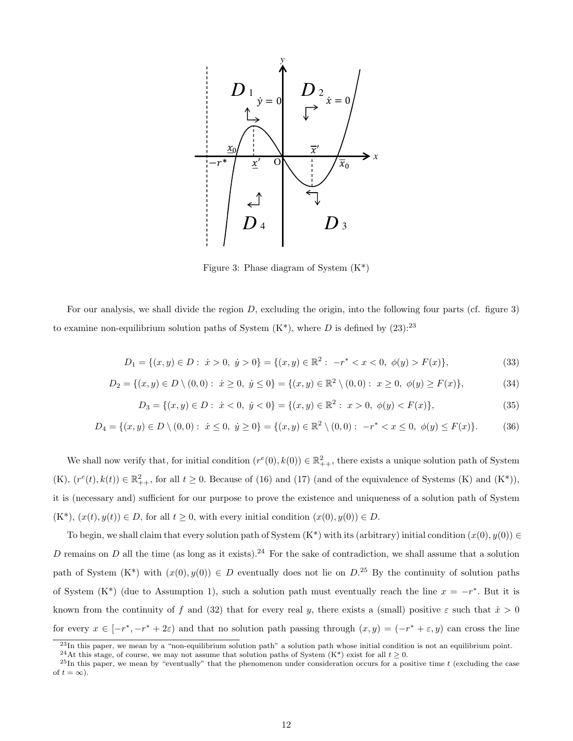Figure 3: Phase diagram of System (K*)

For our analysis, we shall divide the region $D$, excluding the origin, into the following four parts (cf. figure 3) to examine non-equilibrium solution paths of System (K*), where $D$ is defined by (23):[23]

$$D_1 = \{(x, y) \in D : \dot{x} > 0, \ \dot{y} > 0\} = \{(x, y) \in \mathbb{R}^2 : -r^* < x < 0, \ \phi(y) > F(x)\}, \tag{33}$$

$$D_2 = \{(x, y) \in D \setminus (0, 0) : \dot{x} \geq 0, \ \dot{y} \leq 0\} = \{(x, y) \in \mathbb{R}^2 \setminus (0, 0) : x \geq 0, \ \phi(y) \geq F(x)\}, \tag{34}$$

$$D_3 = \{(x, y) \in D : \dot{x} < 0, \ \dot{y} < 0\} = \{(x, y) \in \mathbb{R}^2 : x > 0, \ \phi(y) < F(x)\}, \tag{35}$$

$$D_4 = \{(x, y) \in D \setminus (0, 0) : \dot{x} \leq 0, \ \dot{y} \geq 0\} = \{(x, y) \in \mathbb{R}^2 \setminus (0, 0) : -r^* < x \leq 0, \ \phi(y) \leq F(x)\}. \tag{36}$$

We shall now verify that, for initial condition $(r^e(0), k(0)) \in \mathbb{R}^2_{++}$, there exists a unique solution path of System (K), $(r^e(t), k(t)) \in \mathbb{R}^2_{++}$, for all $t \geq 0$. Because of (16) and (17) (and of the equivalence of Systems (K) and (K*)), it is (necessary and) sufficient for our purpose to prove the existence and uniqueness of a solution path of System (K*), $(x(t), y(t)) \in D$, for all $t \geq 0$, with every initial condition $(x(0), y(0)) \in D$.

To begin, we shall claim that every solution path of System (K*) with its (arbitrary) initial condition $(x(0), y(0)) \in D$ remains on $D$ all the time (as long as it exists).[24] For the sake of contradiction, we shall assume that a solution path of System (K*) with $(x(0), y(0)) \in D$ eventually does not lie on $D$.[25] By the continuity of solution paths of System (K*) (due to Assumption 1), such a solution path must eventually reach the line $x = -r^*$. But it is known from the continuity of $f$ and (32) that for every real $y$, there exists a (small) positive $\varepsilon$ such that $\dot{x} > 0$ for every $x \in [-r^*, -r^* + 2\varepsilon)$ and that no solution path passing through $(x, y) = (-r^* + \varepsilon, y)$ can cross the line

[23] In this paper, we mean by a "non-equilibrium solution path" a solution path whose initial condition is not an equilibrium point.

[24] At this stage, of course, we may not assume that solution paths of System (K*) exist for all $t \geq 0$.

[25] In this paper, we mean by "eventually" that the phenomenon under consideration occurs for a positive time $t$ (excluding the case of $t = \infty$).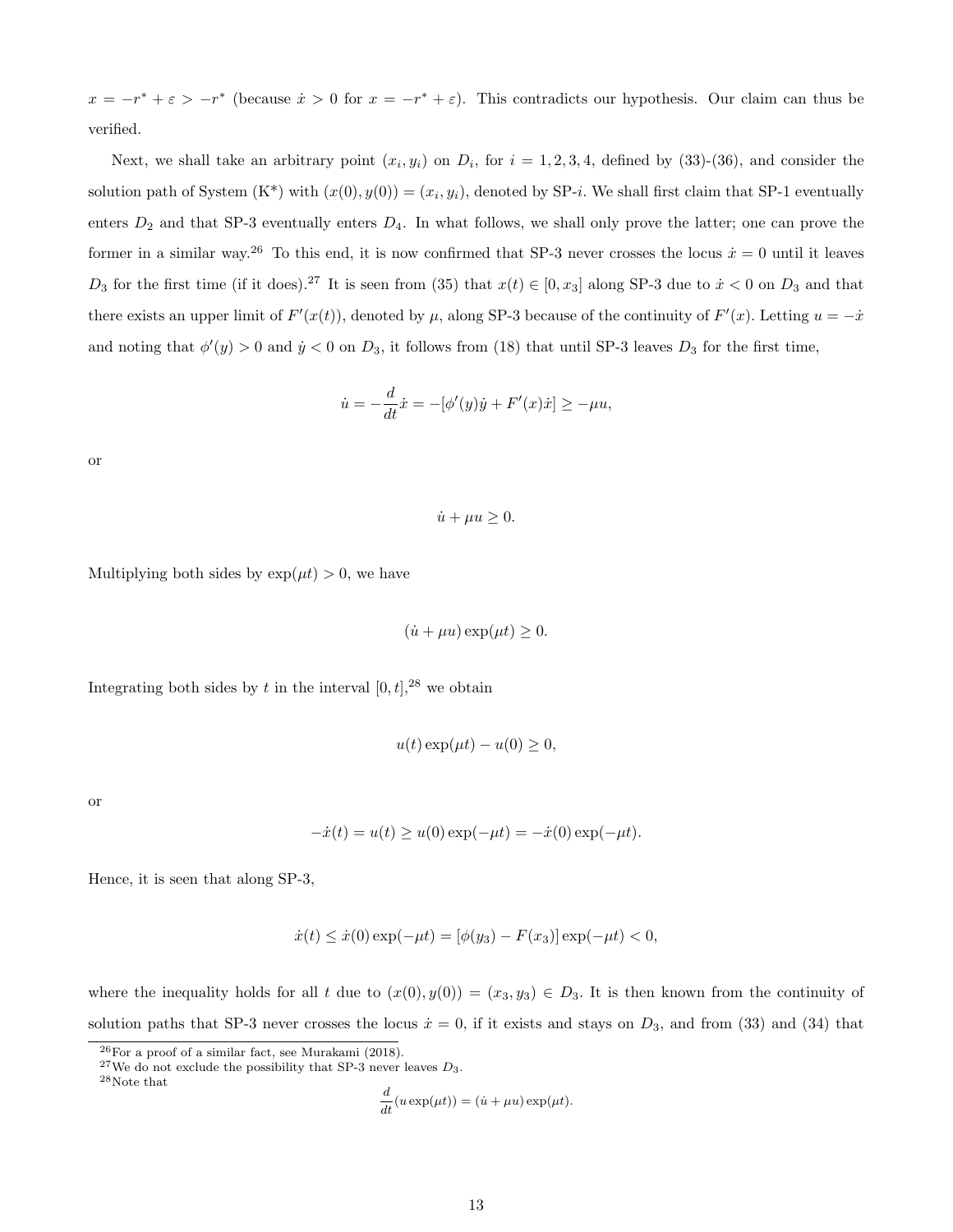$x = -r^* + \varepsilon > -r^*$ (because $\dot{x} > 0$ for $x = -r^* + \varepsilon$). This contradicts our hypothesis. Our claim can thus be verified.

Next, we shall take an arbitrary point $(x_i, y_i)$ on $D_i$, for $i = 1, 2, 3, 4$, defined by (33)-(36), and consider the solution path of System (K*) with $(x(0), y(0)) = (x_i, y_i)$, denoted by SP-$i$. We shall first claim that SP-1 eventually enters $D_2$ and that SP-3 eventually enters $D_4$. In what follows, we shall only prove the latter; one can prove the former in a similar way.[26] To this end, it is now confirmed that SP-3 never crosses the locus $\dot{x} = 0$ until it leaves $D_3$ for the first time (if it does).[27] It is seen from (35) that $x(t) \in [0, x_3]$ along SP-3 due to $\dot{x} < 0$ on $D_3$ and that there exists an upper limit of $F'(x(t))$, denoted by $\mu$, along SP-3 because of the continuity of $F'(x)$. Letting $u = -\dot{x}$ and noting that $\phi'(y) > 0$ and $\dot{y} < 0$ on $D_3$, it follows from (18) that until SP-3 leaves $D_3$ for the first time,

$$\dot{u} = -\frac{d}{dt}\dot{x} = -[\phi'(y)\dot{y} + F'(x)\dot{x}] \geq -\mu u,$$

or

$$\dot{u} + \mu u \geq 0.$$

Multiplying both sides by $\exp(\mu t) > 0$, we have

$$(\dot{u} + \mu u)\exp(\mu t) \geq 0.$$

Integrating both sides by $t$ in the interval $[0, t]$,[28] we obtain

$$u(t)\exp(\mu t) - u(0) \geq 0,$$

or

$$-\dot{x}(t) = u(t) \geq u(0)\exp(-\mu t) = -\dot{x}(0)\exp(-\mu t).$$

Hence, it is seen that along SP-3,

$$\dot{x}(t) \leq \dot{x}(0)\exp(-\mu t) = [\phi(y_3) - F(x_3)]\exp(-\mu t) < 0,$$

where the inequality holds for all $t$ due to $(x(0), y(0)) = (x_3, y_3) \in D_3$. It is then known from the continuity of solution paths that SP-3 never crosses the locus $\dot{x} = 0$, if it exists and stays on $D_3$, and from (33) and (34) that

[26] For a proof of a similar fact, see Murakami (2018).

[27] We do not exclude the possibility that SP-3 never leaves $D_3$.

[28] Note that

$$\frac{d}{dt}(u\exp(\mu t)) = (\dot{u} + \mu u)\exp(\mu t).$$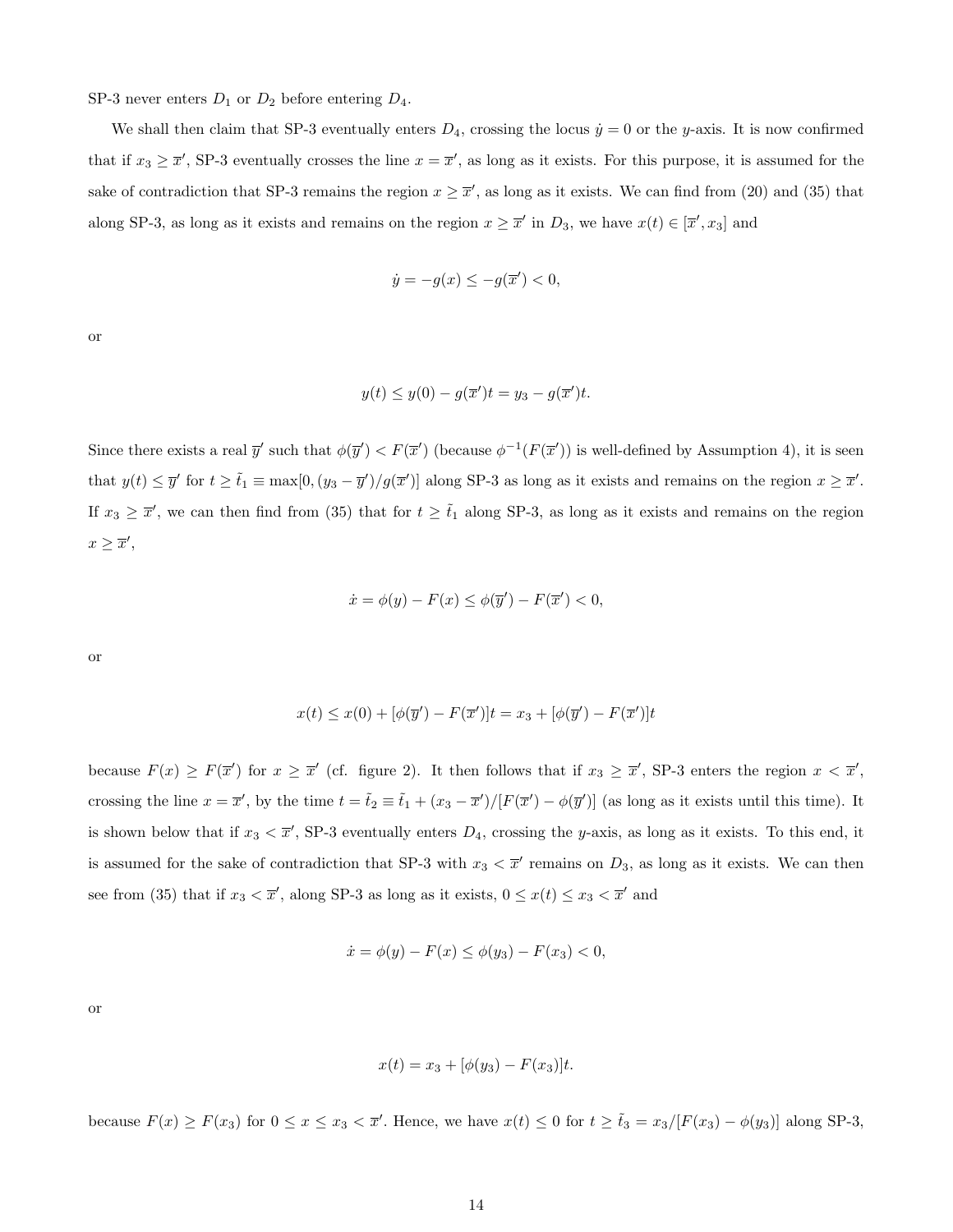SP-3 never enters $D_1$ or $D_2$ before entering $D_4$.

We shall then claim that SP-3 eventually enters $D_4$, crossing the locus $\dot{y} = 0$ or the $y$-axis. It is now confirmed that if $x_3 \geq \overline{x}'$, SP-3 eventually crosses the line $x = \overline{x}'$, as long as it exists. For this purpose, it is assumed for the sake of contradiction that SP-3 remains the region $x \geq \overline{x}'$, as long as it exists. We can find from (20) and (35) that along SP-3, as long as it exists and remains on the region $x \geq \overline{x}'$ in $D_3$, we have $x(t) \in [\overline{x}', x_3]$ and

$$\dot{y} = -g(x) \leq -g(\overline{x}') < 0,$$

or

$$y(t) \leq y(0) - g(\overline{x}')t = y_3 - g(\overline{x}')t.$$

Since there exists a real $\overline{y}'$ such that $\phi(\overline{y}') < F(\overline{x}')$ (because $\phi^{-1}(F(\overline{x}'))$ is well-defined by Assumption 4), it is seen that $y(t) \leq \overline{y}'$ for $t \geq \tilde{t}_1 \equiv \max[0, (y_3 - \overline{y}')/g(\overline{x}')]$ along SP-3 as long as it exists and remains on the region $x \geq \overline{x}'$. If $x_3 \geq \overline{x}'$, we can then find from (35) that for $t \geq \tilde{t}_1$ along SP-3, as long as it exists and remains on the region $x \geq \overline{x}'$,

$$\dot{x} = \phi(y) - F(x) \leq \phi(\overline{y}') - F(\overline{x}') < 0,$$

or

$$x(t) \leq x(0) + [\phi(\overline{y}') - F(\overline{x}')]t = x_3 + [\phi(\overline{y}') - F(\overline{x}')]t$$

because $F(x) \geq F(\overline{x}')$ for $x \geq \overline{x}'$ (cf. figure 2). It then follows that if $x_3 \geq \overline{x}'$, SP-3 enters the region $x < \overline{x}'$, crossing the line $x = \overline{x}'$, by the time $t = \tilde{t}_2 \equiv \tilde{t}_1 + (x_3 - \overline{x}')/[F(\overline{x}') - \phi(\overline{y}')]$ (as long as it exists until this time). It is shown below that if $x_3 < \overline{x}'$, SP-3 eventually enters $D_4$, crossing the $y$-axis, as long as it exists. To this end, it is assumed for the sake of contradiction that SP-3 with $x_3 < \overline{x}'$ remains on $D_3$, as long as it exists. We can then see from (35) that if $x_3 < \overline{x}'$, along SP-3 as long as it exists, $0 \leq x(t) \leq x_3 < \overline{x}'$ and

$$\dot{x} = \phi(y) - F(x) \leq \phi(y_3) - F(x_3) < 0,$$

or

$$x(t) = x_3 + [\phi(y_3) - F(x_3)]t.$$

because $F(x) \geq F(x_3)$ for $0 \leq x \leq x_3 < \overline{x}'$. Hence, we have $x(t) \leq 0$ for $t \geq \tilde{t}_3 = x_3/[F(x_3) - \phi(y_3)]$ along SP-3,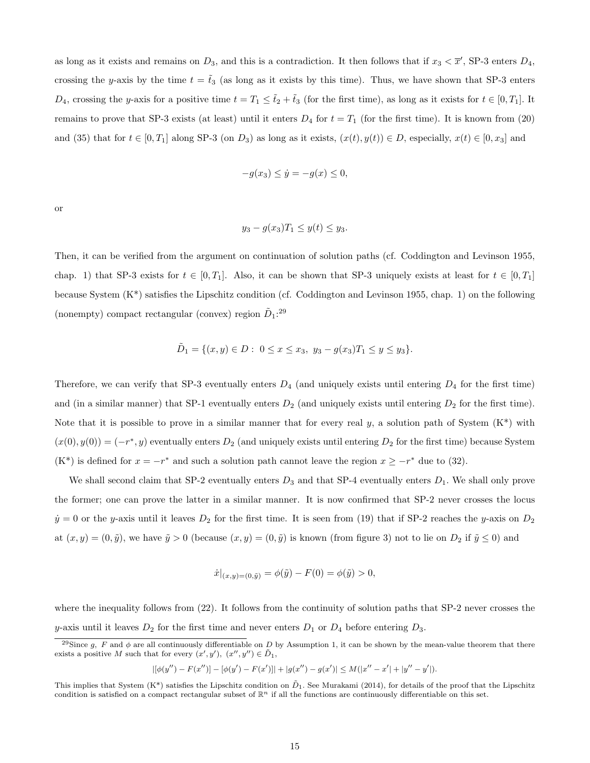as long as it exists and remains on $D_3$, and this is a contradiction. It then follows that if $x_3 < \overline{x}'$, SP-3 enters $D_4$, crossing the $y$-axis by the time $t = \tilde{t}_3$ (as long as it exists by this time). Thus, we have shown that SP-3 enters $D_4$, crossing the $y$-axis for a positive time $t = T_1 \leq \tilde{t}_2 + \tilde{t}_3$ (for the first time), as long as it exists for $t \in [0, T_1]$. It remains to prove that SP-3 exists (at least) until it enters $D_4$ for $t = T_1$ (for the first time). It is known from (20) and (35) that for $t \in [0, T_1]$ along SP-3 (on $D_3$) as long as it exists, $(x(t), y(t)) \in D$, especially, $x(t) \in [0, x_3]$ and

$$-g(x_3) \leq \dot{y} = -g(x) \leq 0,$$

or

$$y_3 - g(x_3)T_1 \leq y(t) \leq y_3.$$

Then, it can be verified from the argument on continuation of solution paths (cf. Coddington and Levinson 1955, chap. 1) that SP-3 exists for $t \in [0, T_1]$. Also, it can be shown that SP-3 uniquely exists at least for $t \in [0, T_1]$ because System (K*) satisfies the Lipschitz condition (cf. Coddington and Levinson 1955, chap. 1) on the following (nonempty) compact rectangular (convex) region $\tilde{D}_1$:[29]

$$\tilde{D}_1 = \{(x, y) \in D : \ 0 \leq x \leq x_3, \ y_3 - g(x_3)T_1 \leq y \leq y_3\}.$$

Therefore, we can verify that SP-3 eventually enters $D_4$ (and uniquely exists until entering $D_4$ for the first time) and (in a similar manner) that SP-1 eventually enters $D_2$ (and uniquely exists until entering $D_2$ for the first time). Note that it is possible to prove in a similar manner that for every real $y$, a solution path of System (K*) with $(x(0), y(0)) = (-r^*, y)$ eventually enters $D_2$ (and uniquely exists until entering $D_2$ for the first time) because System (K*) is defined for $x = -r^*$ and such a solution path cannot leave the region $x \geq -r^*$ due to (32).

We shall second claim that SP-2 eventually enters $D_3$ and that SP-4 eventually enters $D_1$. We shall only prove the former; one can prove the latter in a similar manner. It is now confirmed that SP-2 never crosses the locus $\dot{y} = 0$ or the $y$-axis until it leaves $D_2$ for the first time. It is seen from (19) that if SP-2 reaches the $y$-axis on $D_2$ at $(x, y) = (0, \tilde{y})$, we have $\tilde{y} > 0$ (because $(x, y) = (0, \tilde{y})$ is known (from figure 3) not to lie on $D_2$ if $\tilde{y} \leq 0$) and

$$\dot{x}|_{(x,y)=(0,\tilde{y})} = \phi(\tilde{y}) - F(0) = \phi(\tilde{y}) > 0,$$

where the inequality follows from (22). It follows from the continuity of solution paths that SP-2 never crosses the $y$-axis until it leaves $D_2$ for the first time and never enters $D_1$ or $D_4$ before entering $D_3$.

[29]Since $g$, $F$ and $\phi$ are all continuously differentiable on $D$ by Assumption 1, it can be shown by the mean-value theorem that there exists a positive $M$ such that for every $(x', y')$, $(x'', y'') \in \tilde{D}_1$,

$$|[\phi(y'') - F(x'')] - [\phi(y') - F(x')]| + |g(x'') - g(x')| \leq M(|x'' - x'| + |y'' - y'|).$$

This implies that System (K*) satisfies the Lipschitz condition on $\tilde{D}_1$. See Murakami (2014), for details of the proof that the Lipschitz condition is satisfied on a compact rectangular subset of $\mathbb{R}^n$ if all the functions are continuously differentiable on this set.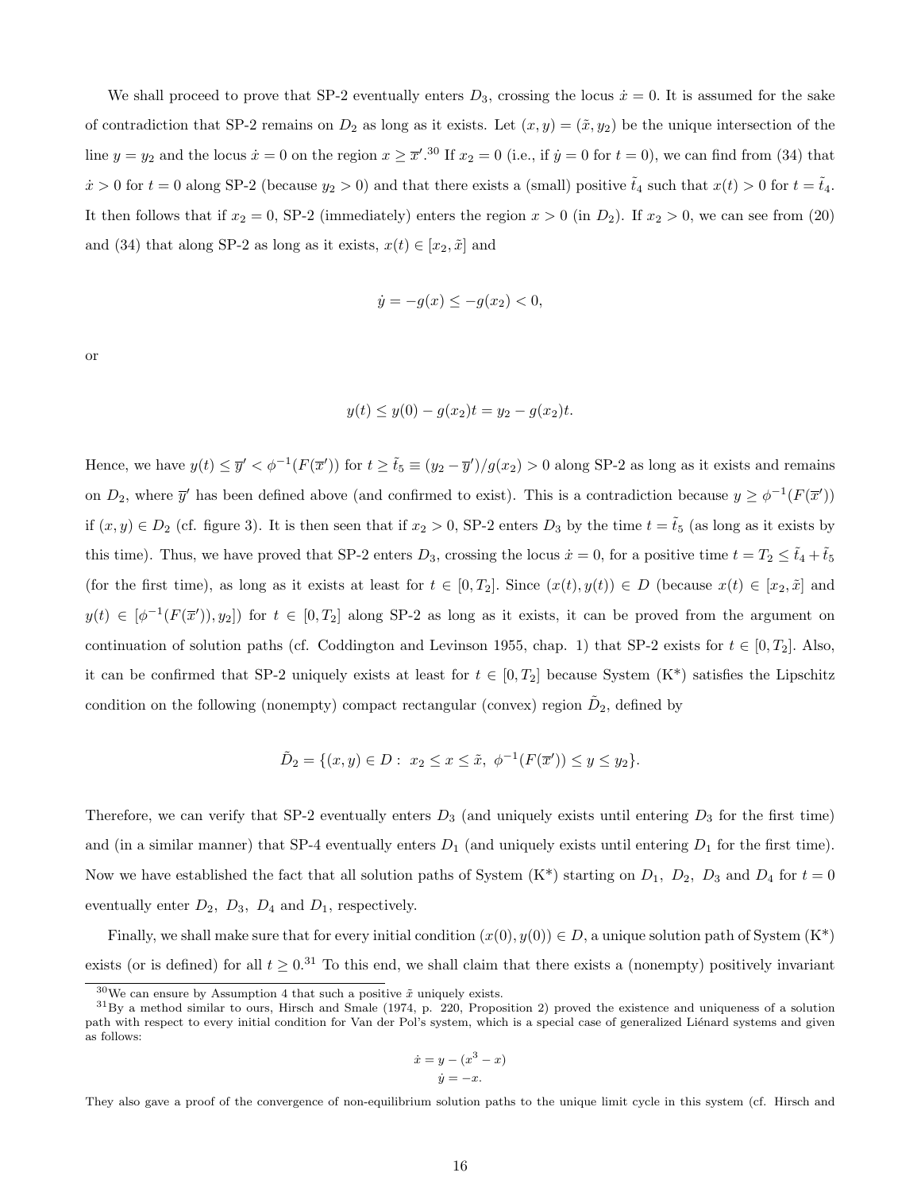We shall proceed to prove that SP-2 eventually enters $D_3$, crossing the locus $\dot{x} = 0$. It is assumed for the sake of contradiction that SP-2 remains on $D_2$ as long as it exists. Let $(x, y) = (\tilde{x}, y_2)$ be the unique intersection of the line $y = y_2$ and the locus $\dot{x} = 0$ on the region $x \geq \overline{x}'$.[30] If $x_2 = 0$ (i.e., if $\dot{y} = 0$ for $t = 0$), we can find from (34) that $\dot{x} > 0$ for $t = 0$ along SP-2 (because $y_2 > 0$) and that there exists a (small) positive $\tilde{t}_4$ such that $x(t) > 0$ for $t = \tilde{t}_4$. It then follows that if $x_2 = 0$, SP-2 (immediately) enters the region $x > 0$ (in $D_2$). If $x_2 > 0$, we can see from (20) and (34) that along SP-2 as long as it exists, $x(t) \in [x_2, \tilde{x}]$ and

$$\dot{y} = -g(x) \leq -g(x_2) < 0,$$

or

$$y(t) \leq y(0) - g(x_2)t = y_2 - g(x_2)t.$$

Hence, we have $y(t) \leq \overline{y}' < \phi^{-1}(F(\overline{x}'))$ for $t \geq \tilde{t}_5 \equiv (y_2 - \overline{y}')/g(x_2) > 0$ along SP-2 as long as it exists and remains on $D_2$, where $\overline{y}'$ has been defined above (and confirmed to exist). This is a contradiction because $y \geq \phi^{-1}(F(\overline{x}'))$ if $(x, y) \in D_2$ (cf. figure 3). It is then seen that if $x_2 > 0$, SP-2 enters $D_3$ by the time $t = \tilde{t}_5$ (as long as it exists by this time). Thus, we have proved that SP-2 enters $D_3$, crossing the locus $\dot{x} = 0$, for a positive time $t = T_2 \leq \tilde{t}_4 + \tilde{t}_5$ (for the first time), as long as it exists at least for $t \in [0, T_2]$. Since $(x(t), y(t)) \in D$ (because $x(t) \in [x_2, \tilde{x}]$ and $y(t) \in [\phi^{-1}(F(\overline{x}')), y_2]$) for $t \in [0, T_2]$ along SP-2 as long as it exists, it can be proved from the argument on continuation of solution paths (cf. Coddington and Levinson 1955, chap. 1) that SP-2 exists for $t \in [0, T_2]$. Also, it can be confirmed that SP-2 uniquely exists at least for $t \in [0, T_2]$ because System (K*) satisfies the Lipschitz condition on the following (nonempty) compact rectangular (convex) region $\tilde{D}_2$, defined by

$$\tilde{D}_2 = \{(x, y) \in D : \ x_2 \leq x \leq \tilde{x}, \ \phi^{-1}(F(\overline{x}')) \leq y \leq y_2\}.$$

Therefore, we can verify that SP-2 eventually enters $D_3$ (and uniquely exists until entering $D_3$ for the first time) and (in a similar manner) that SP-4 eventually enters $D_1$ (and uniquely exists until entering $D_1$ for the first time). Now we have established the fact that all solution paths of System (K*) starting on $D_1$, $D_2$, $D_3$ and $D_4$ for $t = 0$ eventually enter $D_2$, $D_3$, $D_4$ and $D_1$, respectively.

Finally, we shall make sure that for every initial condition $(x(0), y(0)) \in D$, a unique solution path of System (K*) exists (or is defined) for all $t \geq 0$.[31] To this end, we shall claim that there exists a (nonempty) positively invariant

[30] We can ensure by Assumption 4 that such a positive $\tilde{x}$ uniquely exists.

[31] By a method similar to ours, Hirsch and Smale (1974, p. 220, Proposition 2) proved the existence and uniqueness of a solution path with respect to every initial condition for Van der Pol's system, which is a special case of generalized Liénard systems and given as follows:

$$\dot{x} = y - (x^3 - x)$$
$$\dot{y} = -x.$$

They also gave a proof of the convergence of non-equilibrium solution paths to the unique limit cycle in this system (cf. Hirsch and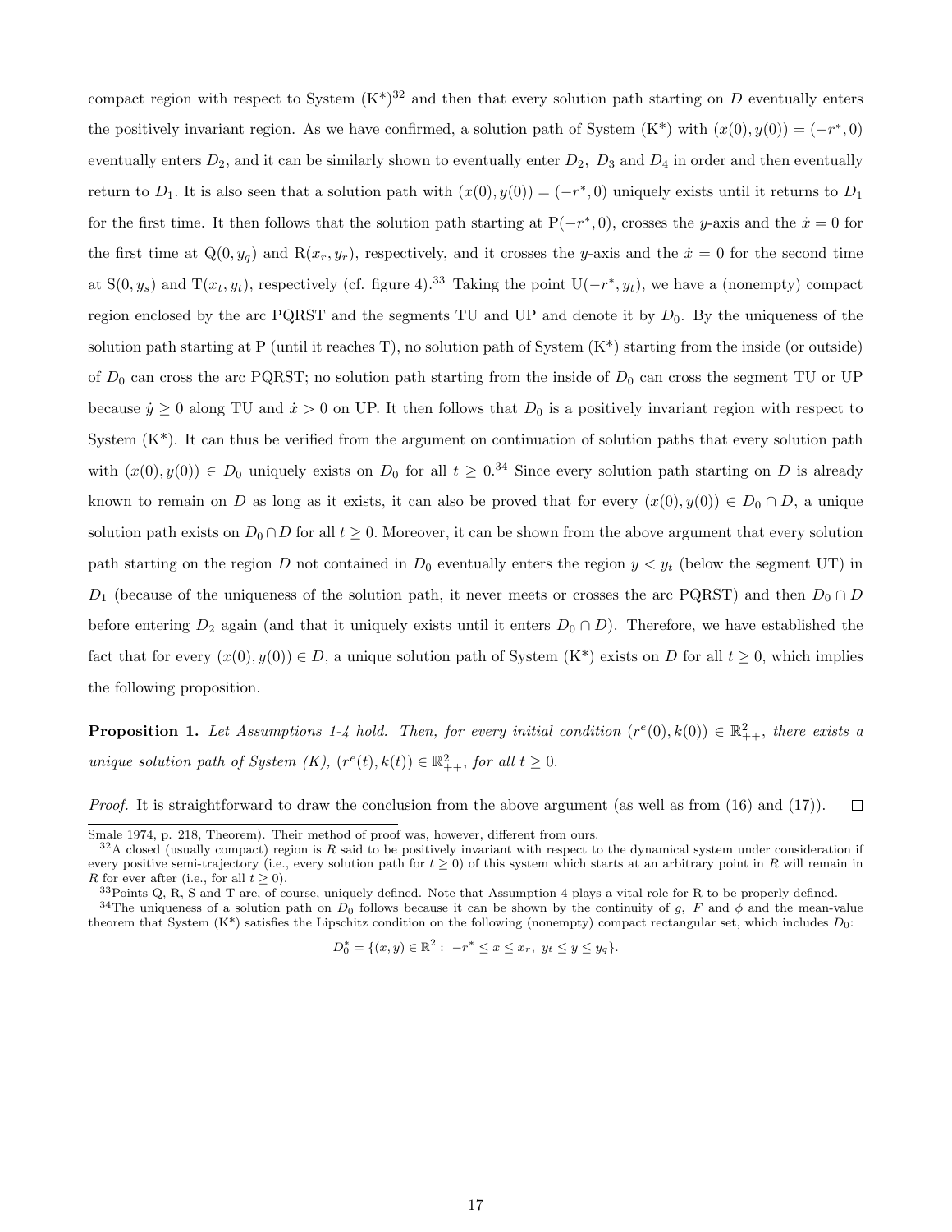compact region with respect to System (K*)[32] and then that every solution path starting on $D$ eventually enters the positively invariant region. As we have confirmed, a solution path of System (K*) with $(x(0), y(0)) = (-r^*, 0)$ eventually enters $D_2$, and it can be similarly shown to eventually enter $D_2$, $D_3$ and $D_4$ in order and then eventually return to $D_1$. It is also seen that a solution path with $(x(0), y(0)) = (-r^*, 0)$ uniquely exists until it returns to $D_1$ for the first time. It then follows that the solution path starting at P$(-r^*, 0)$, crosses the $y$-axis and the $\dot{x} = 0$ for the first time at Q$(0, y_q)$ and R$(x_r, y_r)$, respectively, and it crosses the $y$-axis and the $\dot{x} = 0$ for the second time at S$(0, y_s)$ and T$(x_t, y_t)$, respectively (cf. figure 4).[33] Taking the point U$(-r^*, y_t)$, we have a (nonempty) compact region enclosed by the arc PQRST and the segments TU and UP and denote it by $D_0$. By the uniqueness of the solution path starting at P (until it reaches T), no solution path of System (K*) starting from the inside (or outside) of $D_0$ can cross the arc PQRST; no solution path starting from the inside of $D_0$ can cross the segment TU or UP because $\dot{y} \geq 0$ along TU and $\dot{x} > 0$ on UP. It then follows that $D_0$ is a positively invariant region with respect to System (K*). It can thus be verified from the argument on continuation of solution paths that every solution path with $(x(0), y(0)) \in D_0$ uniquely exists on $D_0$ for all $t \geq 0$.[34] Since every solution path starting on $D$ is already known to remain on $D$ as long as it exists, it can also be proved that for every $(x(0), y(0)) \in D_0 \cap D$, a unique solution path exists on $D_0 \cap D$ for all $t \geq 0$. Moreover, it can be shown from the above argument that every solution path starting on the region $D$ not contained in $D_0$ eventually enters the region $y < y_t$ (below the segment UT) in $D_1$ (because of the uniqueness of the solution path, it never meets or crosses the arc PQRST) and then $D_0 \cap D$ before entering $D_2$ again (and that it uniquely exists until it enters $D_0 \cap D$). Therefore, we have established the fact that for every $(x(0), y(0)) \in D$, a unique solution path of System (K*) exists on $D$ for all $t \geq 0$, which implies the following proposition.

**Proposition 1.** *Let Assumptions 1-4 hold. Then, for every initial condition $(r^e(0), k(0)) \in \mathbb{R}^2_{++}$, there exists a unique solution path of System (K), $(r^e(t), k(t)) \in \mathbb{R}^2_{++}$, for all $t \geq 0$.*

*Proof.* It is straightforward to draw the conclusion from the above argument (as well as from (16) and (17)). □

---

Smale 1974, p. 218, Theorem). Their method of proof was, however, different from ours.

[32] A closed (usually compact) region is $R$ said to be positively invariant with respect to the dynamical system under consideration if every positive semi-trajectory (i.e., every solution path for $t \geq 0$) of this system which starts at an arbitrary point in $R$ will remain in $R$ for ever after (i.e., for all $t \geq 0$).

[33] Points Q, R, S and T are, of course, uniquely defined. Note that Assumption 4 plays a vital role for R to be properly defined.

[34] The uniqueness of a solution path on $D_0$ follows because it can be shown by the continuity of $g$, $F$ and $\phi$ and the mean-value theorem that System (K*) satisfies the Lipschitz condition on the following (nonempty) compact rectangular set, which includes $D_0$:

$$D_0^* = \{(x, y) \in \mathbb{R}^2 : \ -r^* \leq x \leq x_r, \ y_t \leq y \leq y_q\}.$$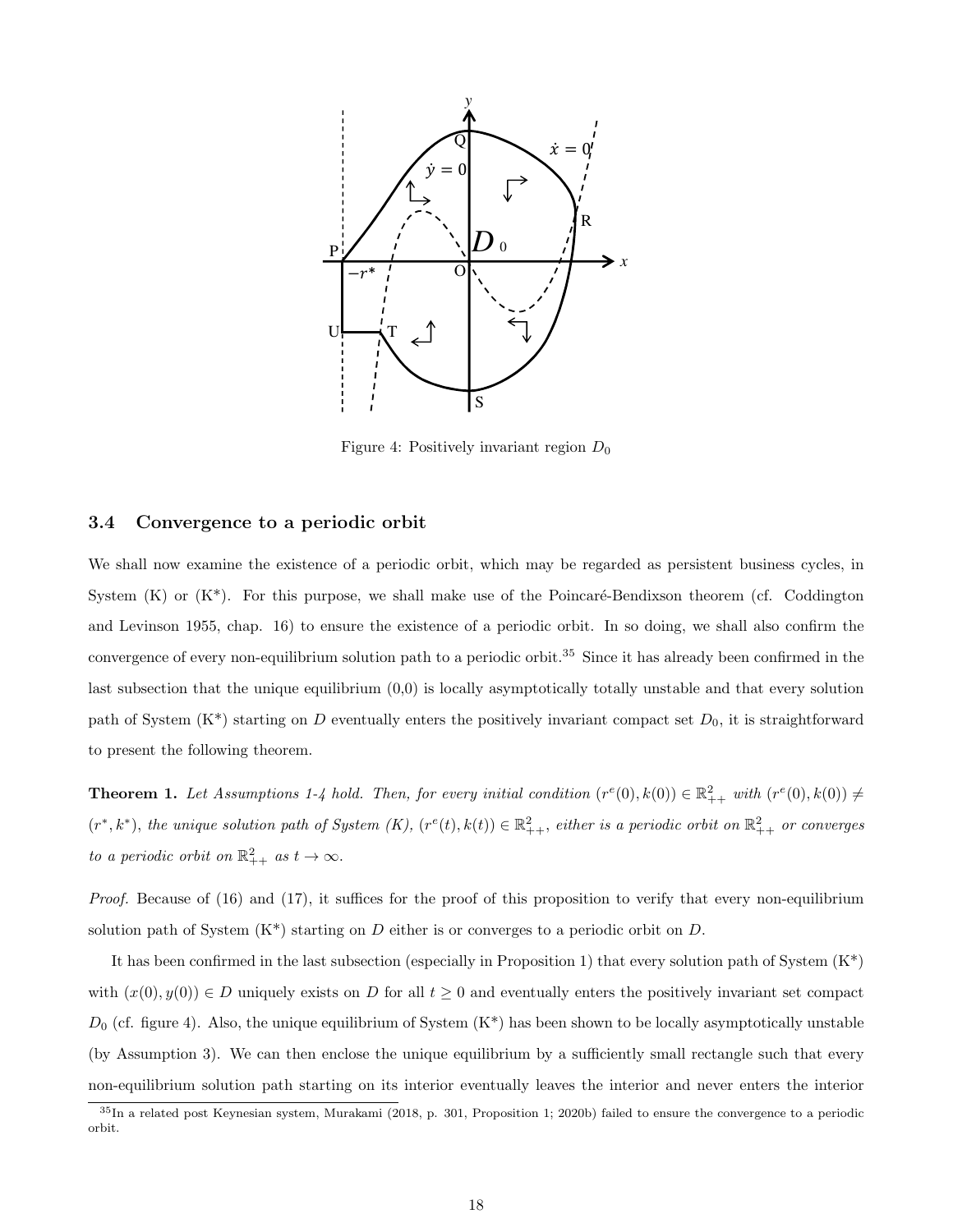Figure 4: Positively invariant region $D_0$

### 3.4 Convergence to a periodic orbit

We shall now examine the existence of a periodic orbit, which may be regarded as persistent business cycles, in System (K) or (K*). For this purpose, we shall make use of the Poincaré-Bendixson theorem (cf. Coddington and Levinson 1955, chap. 16) to ensure the existence of a periodic orbit. In so doing, we shall also confirm the convergence of every non-equilibrium solution path to a periodic orbit.[35] Since it has already been confirmed in the last subsection that the unique equilibrium (0,0) is locally asymptotically totally unstable and that every solution path of System (K*) starting on $D$ eventually enters the positively invariant compact set $D_0$, it is straightforward to present the following theorem.

**Theorem 1.** *Let Assumptions 1-4 hold. Then, for every initial condition* $(r^e(0), k(0)) \in \mathbb{R}^2_{++}$ *with* $(r^e(0), k(0)) \neq (r^*, k^*)$*, the unique solution path of System (K),* $(r^e(t), k(t)) \in \mathbb{R}^2_{++}$*, either is a periodic orbit on* $\mathbb{R}^2_{++}$ *or converges to a periodic orbit on* $\mathbb{R}^2_{++}$ *as* $t \to \infty$*.*

*Proof.* Because of (16) and (17), it suffices for the proof of this proposition to verify that every non-equilibrium solution path of System (K*) starting on $D$ either is or converges to a periodic orbit on $D$.

It has been confirmed in the last subsection (especially in Proposition 1) that every solution path of System (K*) with $(x(0), y(0)) \in D$ uniquely exists on $D$ for all $t \geq 0$ and eventually enters the positively invariant set compact $D_0$ (cf. figure 4). Also, the unique equilibrium of System (K*) has been shown to be locally asymptotically unstable (by Assumption 3). We can then enclose the unique equilibrium by a sufficiently small rectangle such that every non-equilibrium solution path starting on its interior eventually leaves the interior and never enters the interior

[35] In a related post Keynesian system, Murakami (2018, p. 301, Proposition 1; 2020b) failed to ensure the convergence to a periodic orbit.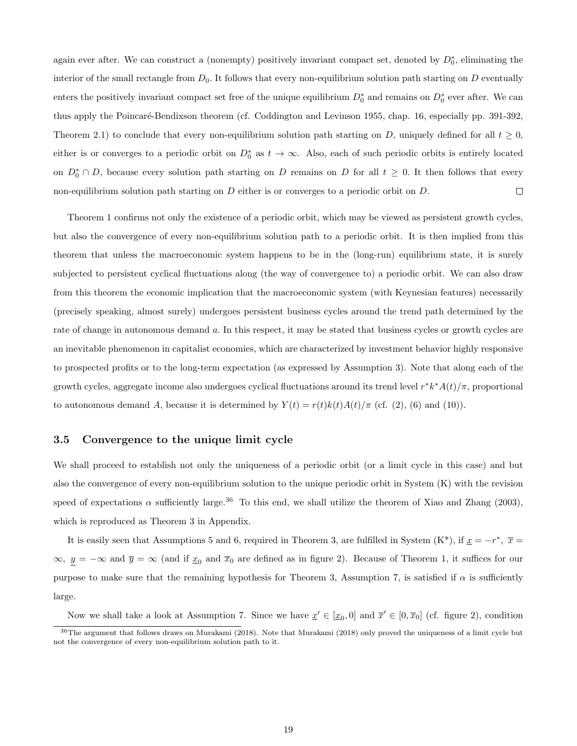again ever after. We can construct a (nonempty) positively invariant compact set, denoted by $D_0^*$, eliminating the interior of the small rectangle from $D_0$. It follows that every non-equilibrium solution path starting on $D$ eventually enters the positively invariant compact set free of the unique equilibrium $D_0^*$ and remains on $D_0^*$ ever after. We can thus apply the Poincaré-Bendixson theorem (cf. Coddington and Levinson 1955, chap. 16, especially pp. 391-392, Theorem 2.1) to conclude that every non-equilibrium solution path starting on $D$, uniquely defined for all $t \geq 0$, either is or converges to a periodic orbit on $D_0^*$ as $t \to \infty$. Also, each of such periodic orbits is entirely located on $D_0^* \cap D$, because every solution path starting on $D$ remains on $D$ for all $t \geq 0$. It then follows that every non-equilibrium solution path starting on $D$ either is or converges to a periodic orbit on $D$. □

Theorem 1 confirms not only the existence of a periodic orbit, which may be viewed as persistent growth cycles, but also the convergence of every non-equilibrium solution path to a periodic orbit. It is then implied from this theorem that unless the macroeconomic system happens to be in the (long-run) equilibrium state, it is surely subjected to persistent cyclical fluctuations along (the way of convergence to) a periodic orbit. We can also draw from this theorem the economic implication that the macroeconomic system (with Keynesian features) necessarily (precisely speaking, almost surely) undergoes persistent business cycles around the trend path determined by the rate of change in autonomous demand $a$. In this respect, it may be stated that business cycles or growth cycles are an inevitable phenomenon in capitalist economies, which are characterized by investment behavior highly responsive to prospected profits or to the long-term expectation (as expressed by Assumption 3). Note that along each of the growth cycles, aggregate income also undergoes cyclical fluctuations around its trend level $r^* k^* A(t)/\pi$, proportional to autonomous demand $A$, because it is determined by $Y(t) = r(t)k(t)A(t)/\pi$ (cf. (2), (6) and (10)).

### 3.5 Convergence to the unique limit cycle

We shall proceed to establish not only the uniqueness of a periodic orbit (or a limit cycle in this case) and but also the convergence of every non-equilibrium solution to the unique periodic orbit in System (K) with the revision speed of expectations $\alpha$ sufficiently large.[36] To this end, we shall utilize the theorem of Xiao and Zhang (2003), which is reproduced as Theorem 3 in Appendix.

It is easily seen that Assumptions 5 and 6, required in Theorem 3, are fulfilled in System (K*), if $\underline{x} = -r^*$, $\overline{x} = \infty$, $\underline{y} = -\infty$ and $\overline{y} = \infty$ (and if $\underline{x}_0$ and $\overline{x}_0$ are defined as in figure 2). Because of Theorem 1, it suffices for our purpose to make sure that the remaining hypothesis for Theorem 3, Assumption 7, is satisfied if $\alpha$ is sufficiently large.

Now we shall take a look at Assumption 7. Since we have $\underline{x}' \in [\underline{x}_0, 0]$ and $\overline{x}' \in [0, \overline{x}_0]$ (cf. figure 2), condition

[36] The argument that follows draws on Murakami (2018). Note that Murakami (2018) only proved the uniqueness of a limit cycle but not the convergence of every non-equilibrium solution path to it.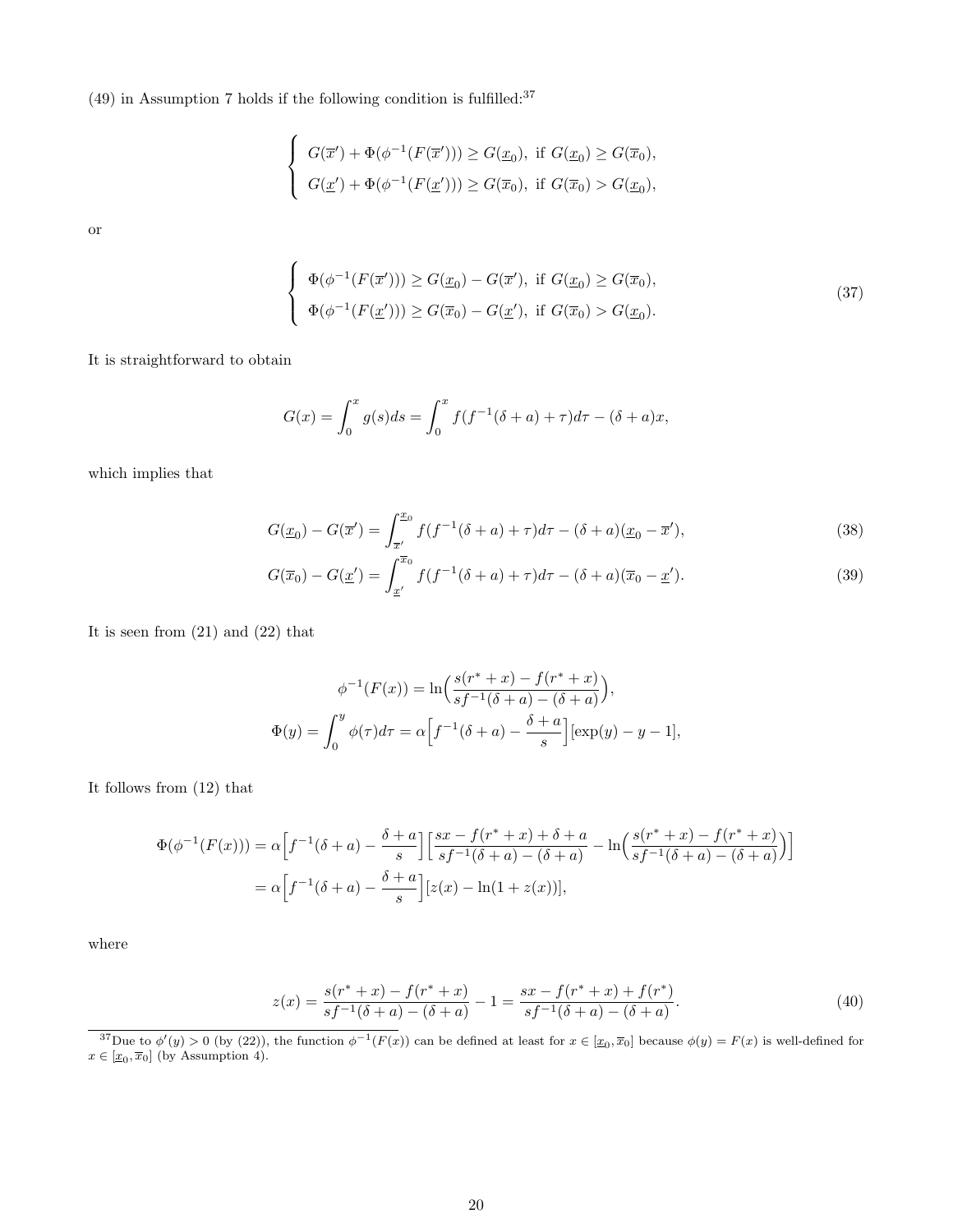(49) in Assumption 7 holds if the following condition is fulfilled:[37]

$$
\begin{cases}
G(\overline{x}') + \Phi(\phi^{-1}(F(\overline{x}'))) \geq G(\underline{x}_0), \text{ if } G(\underline{x}_0) \geq G(\overline{x}_0), \\
G(\underline{x}') + \Phi(\phi^{-1}(F(\underline{x}'))) \geq G(\overline{x}_0), \text{ if } G(\overline{x}_0) > G(\underline{x}_0),
\end{cases}
$$

or

$$
\begin{cases}
\Phi(\phi^{-1}(F(\overline{x}'))) \geq G(\underline{x}_0) - G(\overline{x}'), \text{ if } G(\underline{x}_0) \geq G(\overline{x}_0), \\
\Phi(\phi^{-1}(F(\underline{x}'))) \geq G(\overline{x}_0) - G(\underline{x}'), \text{ if } G(\overline{x}_0) > G(\underline{x}_0).
\end{cases}
\tag{37}
$$

It is straightforward to obtain

$$
G(x) = \int_0^x g(s)ds = \int_0^x f(f^{-1}(\delta + a) + \tau)d\tau - (\delta + a)x,
$$

which implies that

$$
G(\underline{x}_0) - G(\overline{x}') = \int_{\overline{x}'}^{\underline{x}_0} f(f^{-1}(\delta + a) + \tau)d\tau - (\delta + a)(\underline{x}_0 - \overline{x}'), \tag{38}
$$

$$
G(\overline{x}_0) - G(\underline{x}') = \int_{\underline{x}'}^{\overline{x}_0} f(f^{-1}(\delta + a) + \tau)d\tau - (\delta + a)(\overline{x}_0 - \underline{x}'). \tag{39}
$$

It is seen from (21) and (22) that

$$
\phi^{-1}(F(x)) = \ln\Big(\frac{s(r^* + x) - f(r^* + x)}{sf^{-1}(\delta + a) - (\delta + a)}\Big),
$$

$$
\Phi(y) = \int_0^y \phi(\tau)d\tau = \alpha\Big[f^{-1}(\delta + a) - \frac{\delta + a}{s}\Big][\exp(y) - y - 1],
$$

It follows from (12) that

$$
\begin{aligned}
\Phi(\phi^{-1}(F(x))) &= \alpha\Big[f^{-1}(\delta + a) - \frac{\delta + a}{s}\Big]\Big[\frac{sx - f(r^* + x) + \delta + a}{sf^{-1}(\delta + a) - (\delta + a)} - \ln\Big(\frac{s(r^* + x) - f(r^* + x)}{sf^{-1}(\delta + a) - (\delta + a)}\Big)\Big] \\
&= \alpha\Big[f^{-1}(\delta + a) - \frac{\delta + a}{s}\Big][z(x) - \ln(1 + z(x))],
\end{aligned}
$$

where

$$
z(x) = \frac{s(r^* + x) - f(r^* + x)}{sf^{-1}(\delta + a) - (\delta + a)} - 1 = \frac{sx - f(r^* + x) + f(r^*)}{sf^{-1}(\delta + a) - (\delta + a)}. \tag{40}
$$

[37] Due to $\phi'(y) > 0$ (by (22)), the function $\phi^{-1}(F(x))$ can be defined at least for $x \in [\underline{x}_0, \overline{x}_0]$ because $\phi(y) = F(x)$ is well-defined for $x \in [\underline{x}_0, \overline{x}_0]$ (by Assumption 4).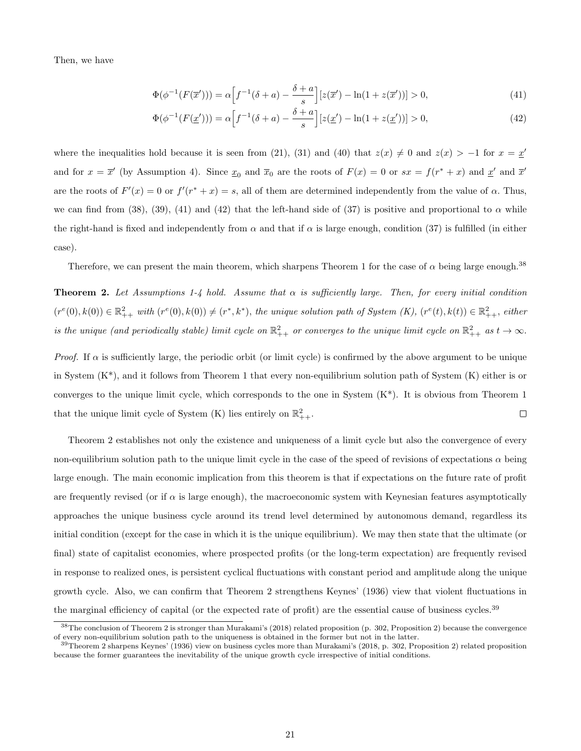Then, we have

$$\Phi(\phi^{-1}(F(\overline{x}'))) = \alpha\Big[f^{-1}(\delta + a) - \frac{\delta + a}{s}\Big][z(\overline{x}') - \ln(1 + z(\overline{x}'))] > 0, \tag{41}$$

$$\Phi(\phi^{-1}(F(\underline{x}'))) = \alpha\Big[f^{-1}(\delta + a) - \frac{\delta + a}{s}\Big][z(\underline{x}') - \ln(1 + z(\underline{x}'))] > 0, \tag{42}$$

where the inequalities hold because it is seen from (21), (31) and (40) that $z(x) \neq 0$ and $z(x) > -1$ for $x = \underline{x}'$ and for $x = \overline{x}'$ (by Assumption 4). Since $\underline{x}_0$ and $\overline{x}_0$ are the roots of $F(x) = 0$ or $sx = f(r^* + x)$ and $\underline{x}'$ and $\overline{x}'$ are the roots of $F'(x) = 0$ or $f'(r^* + x) = s$, all of them are determined independently from the value of $\alpha$. Thus, we can find from (38), (39), (41) and (42) that the left-hand side of (37) is positive and proportional to $\alpha$ while the right-hand is fixed and independently from $\alpha$ and that if $\alpha$ is large enough, condition (37) is fulfilled (in either case).

Therefore, we can present the main theorem, which sharpens Theorem 1 for the case of $\alpha$ being large enough.[38]

**Theorem 2.** *Let Assumptions 1-4 hold. Assume that $\alpha$ is sufficiently large. Then, for every initial condition $(r^e(0), k(0)) \in \mathbb{R}^2_{++}$ with $(r^e(0), k(0)) \neq (r^*, k^*)$, the unique solution path of System (K), $(r^e(t), k(t)) \in \mathbb{R}^2_{++}$, either is the unique (and periodically stable) limit cycle on $\mathbb{R}^2_{++}$ or converges to the unique limit cycle on $\mathbb{R}^2_{++}$ as $t \to \infty$.*

*Proof.* If $\alpha$ is sufficiently large, the periodic orbit (or limit cycle) is confirmed by the above argument to be unique in System (K*), and it follows from Theorem 1 that every non-equilibrium solution path of System (K) either is or converges to the unique limit cycle, which corresponds to the one in System (K*). It is obvious from Theorem 1 that the unique limit cycle of System (K) lies entirely on $\mathbb{R}^2_{++}$. □

Theorem 2 establishes not only the existence and uniqueness of a limit cycle but also the convergence of every non-equilibrium solution path to the unique limit cycle in the case of the speed of revisions of expectations $\alpha$ being large enough. The main economic implication from this theorem is that if expectations on the future rate of profit are frequently revised (or if $\alpha$ is large enough), the macroeconomic system with Keynesian features asymptotically approaches the unique business cycle around its trend level determined by autonomous demand, regardless its initial condition (except for the case in which it is the unique equilibrium). We may then state that the ultimate (or final) state of capitalist economies, where prospected profits (or the long-term expectation) are frequently revised in response to realized ones, is persistent cyclical fluctuations with constant period and amplitude along the unique growth cycle. Also, we can confirm that Theorem 2 strengthens Keynes' (1936) view that violent fluctuations in the marginal efficiency of capital (or the expected rate of profit) are the essential cause of business cycles.[39]

[38] The conclusion of Theorem 2 is stronger than Murakami's (2018) related proposition (p. 302, Proposition 2) because the convergence of every non-equilibrium solution path to the uniqueness is obtained in the former but not in the latter.

[39] Theorem 2 sharpens Keynes' (1936) view on business cycles more than Murakami's (2018, p. 302, Proposition 2) related proposition because the former guarantees the inevitability of the unique growth cycle irrespective of initial conditions.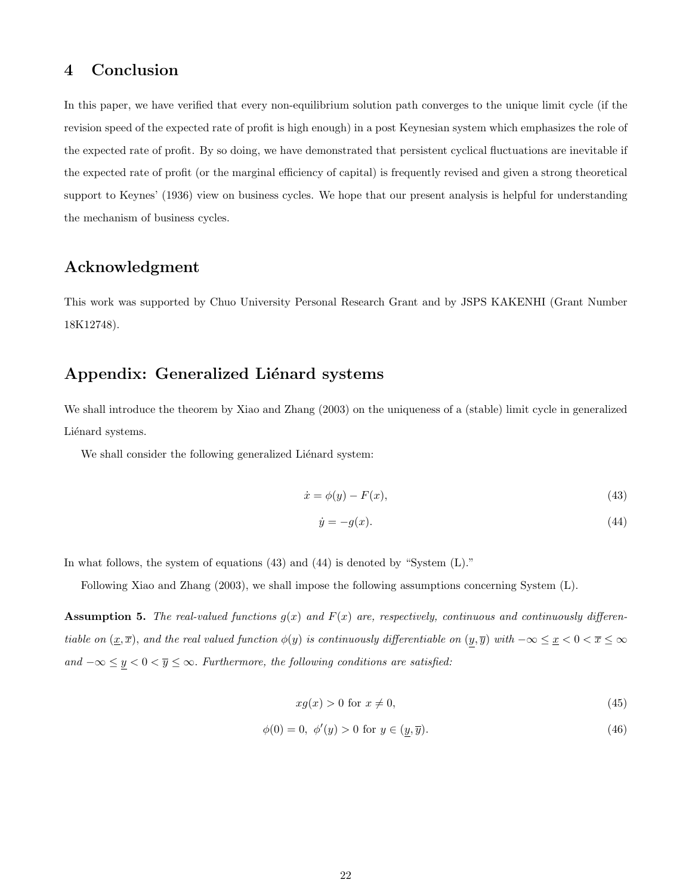## 4 Conclusion

In this paper, we have verified that every non-equilibrium solution path converges to the unique limit cycle (if the revision speed of the expected rate of profit is high enough) in a post Keynesian system which emphasizes the role of the expected rate of profit. By so doing, we have demonstrated that persistent cyclical fluctuations are inevitable if the expected rate of profit (or the marginal efficiency of capital) is frequently revised and given a strong theoretical support to Keynes' (1936) view on business cycles. We hope that our present analysis is helpful for understanding the mechanism of business cycles.

## Acknowledgment

This work was supported by Chuo University Personal Research Grant and by JSPS KAKENHI (Grant Number 18K12748).

## Appendix: Generalized Liénard systems

We shall introduce the theorem by Xiao and Zhang (2003) on the uniqueness of a (stable) limit cycle in generalized Liénard systems.

We shall consider the following generalized Liénard system:

$$\dot{x} = \phi(y) - F(x), \tag{43}$$

$$\dot{y} = -g(x). \tag{44}$$

In what follows, the system of equations (43) and (44) is denoted by "System (L)."

Following Xiao and Zhang (2003), we shall impose the following assumptions concerning System (L).

**Assumption 5.** *The real-valued functions $g(x)$ and $F(x)$ are, respectively, continuous and continuously differentiable on $(\underline{x}, \overline{x})$, and the real valued function $\phi(y)$ is continuously differentiable on $(\underline{y}, \overline{y})$ with $-\infty \leq \underline{x} < 0 < \overline{x} \leq \infty$ and $-\infty \leq \underline{y} < 0 < \overline{y} \leq \infty$. Furthermore, the following conditions are satisfied:*

$$xg(x) > 0 \text{ for } x \neq 0, \tag{45}$$

$$\phi(0) = 0,\ \phi'(y) > 0 \text{ for } y \in (\underline{y}, \overline{y}). \tag{46}$$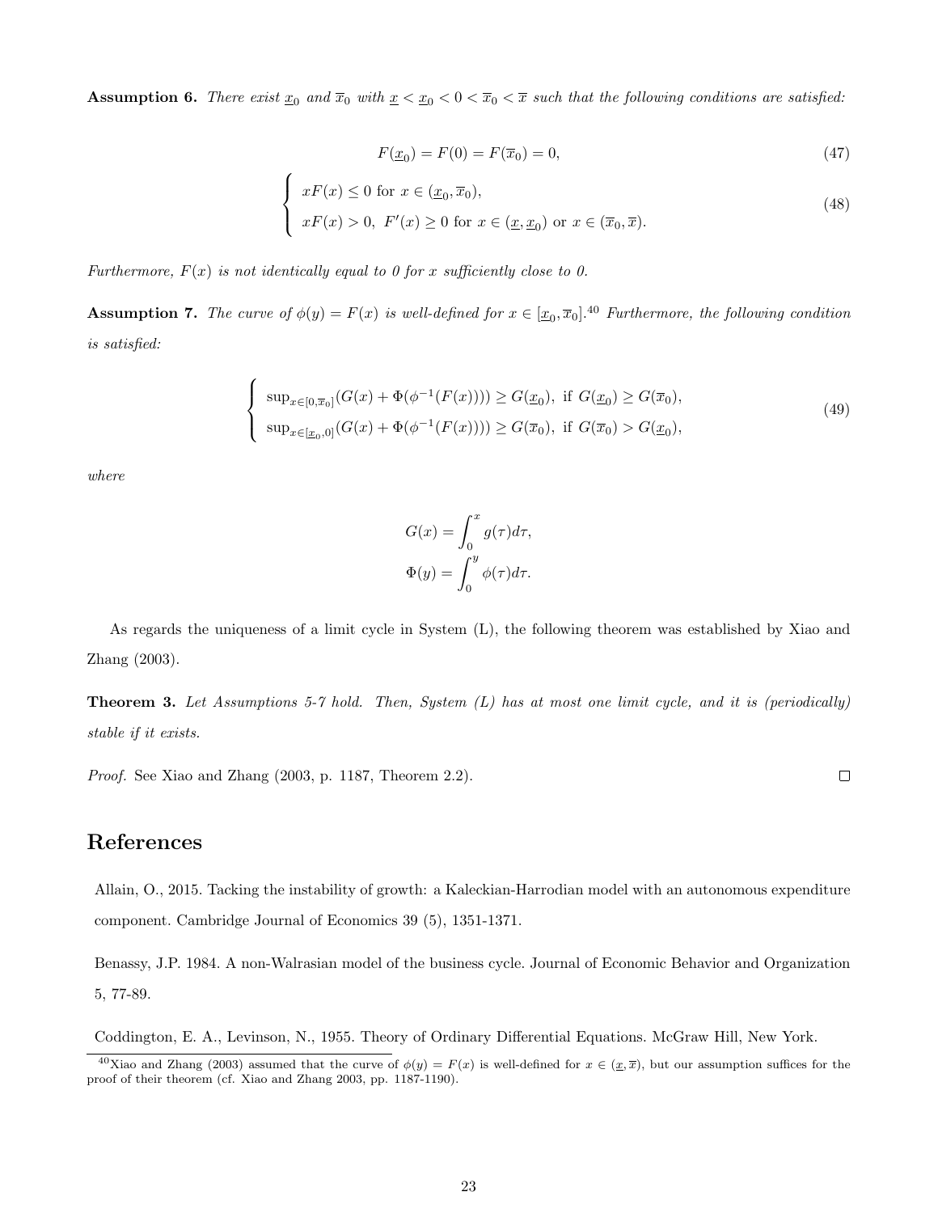**Assumption 6.** *There exist $\underline{x}_0$ and $\overline{x}_0$ with $\underline{x} < \underline{x}_0 < 0 < \overline{x}_0 < \overline{x}$ such that the following conditions are satisfied:*

$$F(\underline{x}_0) = F(0) = F(\overline{x}_0) = 0, \tag{47}$$

$$\begin{cases} xF(x) \leq 0 \text{ for } x \in (\underline{x}_0, \overline{x}_0), \\ xF(x) > 0,\ F'(x) \geq 0 \text{ for } x \in (\underline{x}, \underline{x}_0) \text{ or } x \in (\overline{x}_0, \overline{x}). \end{cases} \tag{48}$$

*Furthermore, $F(x)$ is not identically equal to 0 for $x$ sufficiently close to 0.*

**Assumption 7.** *The curve of $\phi(y) = F(x)$ is well-defined for $x \in [\underline{x}_0, \overline{x}_0]$.*[40] *Furthermore, the following condition is satisfied:*

$$\begin{cases} \sup_{x\in[0,\overline{x}_0]}(G(x) + \Phi(\phi^{-1}(F(x)))) \geq G(\underline{x}_0), \text{ if } G(\underline{x}_0) \geq G(\overline{x}_0), \\ \sup_{x\in[\underline{x}_0,0]}(G(x) + \Phi(\phi^{-1}(F(x)))) \geq G(\overline{x}_0), \text{ if } G(\overline{x}_0) > G(\underline{x}_0), \end{cases} \tag{49}$$

*where*

$$G(x) = \int_0^x g(\tau)d\tau,$$
$$\Phi(y) = \int_0^y \phi(\tau)d\tau.$$

As regards the uniqueness of a limit cycle in System (L), the following theorem was established by Xiao and Zhang (2003).

**Theorem 3.** *Let Assumptions 5-7 hold. Then, System (L) has at most one limit cycle, and it is (periodically) stable if it exists.*

*Proof.* See Xiao and Zhang (2003, p. 1187, Theorem 2.2). □

# References

Allain, O., 2015. Tacking the instability of growth: a Kaleckian-Harrodian model with an autonomous expenditure component. Cambridge Journal of Economics 39 (5), 1351-1371.

Benassy, J.P. 1984. A non-Walrasian model of the business cycle. Journal of Economic Behavior and Organization 5, 77-89.

Coddington, E. A., Levinson, N., 1955. Theory of Ordinary Differential Equations. McGraw Hill, New York.

---

[40] Xiao and Zhang (2003) assumed that the curve of $\phi(y) = F(x)$ is well-defined for $x \in (\underline{x}, \overline{x})$, but our assumption suffices for the proof of their theorem (cf. Xiao and Zhang 2003, pp. 1187-1190).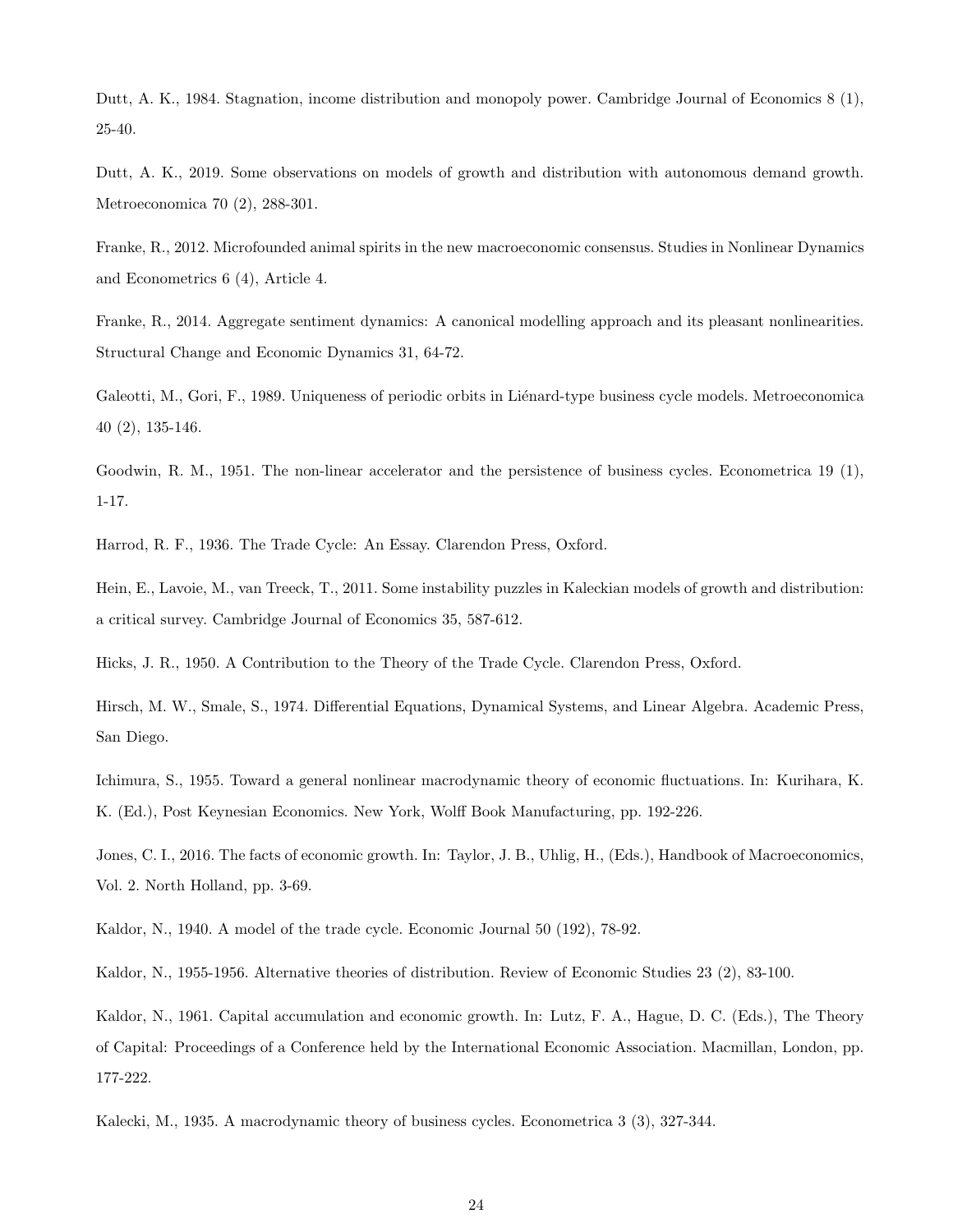Dutt, A. K., 1984. Stagnation, income distribution and monopoly power. Cambridge Journal of Economics 8 (1), 25-40.

Dutt, A. K., 2019. Some observations on models of growth and distribution with autonomous demand growth. Metroeconomica 70 (2), 288-301.

Franke, R., 2012. Microfounded animal spirits in the new macroeconomic consensus. Studies in Nonlinear Dynamics and Econometrics 6 (4), Article 4.

Franke, R., 2014. Aggregate sentiment dynamics: A canonical modelling approach and its pleasant nonlinearities. Structural Change and Economic Dynamics 31, 64-72.

Galeotti, M., Gori, F., 1989. Uniqueness of periodic orbits in Liénard-type business cycle models. Metroeconomica 40 (2), 135-146.

Goodwin, R. M., 1951. The non-linear accelerator and the persistence of business cycles. Econometrica 19 (1), 1-17.

Harrod, R. F., 1936. The Trade Cycle: An Essay. Clarendon Press, Oxford.

Hein, E., Lavoie, M., van Treeck, T., 2011. Some instability puzzles in Kaleckian models of growth and distribution: a critical survey. Cambridge Journal of Economics 35, 587-612.

Hicks, J. R., 1950. A Contribution to the Theory of the Trade Cycle. Clarendon Press, Oxford.

Hirsch, M. W., Smale, S., 1974. Differential Equations, Dynamical Systems, and Linear Algebra. Academic Press, San Diego.

Ichimura, S., 1955. Toward a general nonlinear macrodynamic theory of economic fluctuations. In: Kurihara, K. K. (Ed.), Post Keynesian Economics. New York, Wolff Book Manufacturing, pp. 192-226.

Jones, C. I., 2016. The facts of economic growth. In: Taylor, J. B., Uhlig, H., (Eds.), Handbook of Macroeconomics, Vol. 2. North Holland, pp. 3-69.

Kaldor, N., 1940. A model of the trade cycle. Economic Journal 50 (192), 78-92.

Kaldor, N., 1955-1956. Alternative theories of distribution. Review of Economic Studies 23 (2), 83-100.

Kaldor, N., 1961. Capital accumulation and economic growth. In: Lutz, F. A., Hague, D. C. (Eds.), The Theory of Capital: Proceedings of a Conference held by the International Economic Association. Macmillan, London, pp. 177-222.

Kalecki, M., 1935. A macrodynamic theory of business cycles. Econometrica 3 (3), 327-344.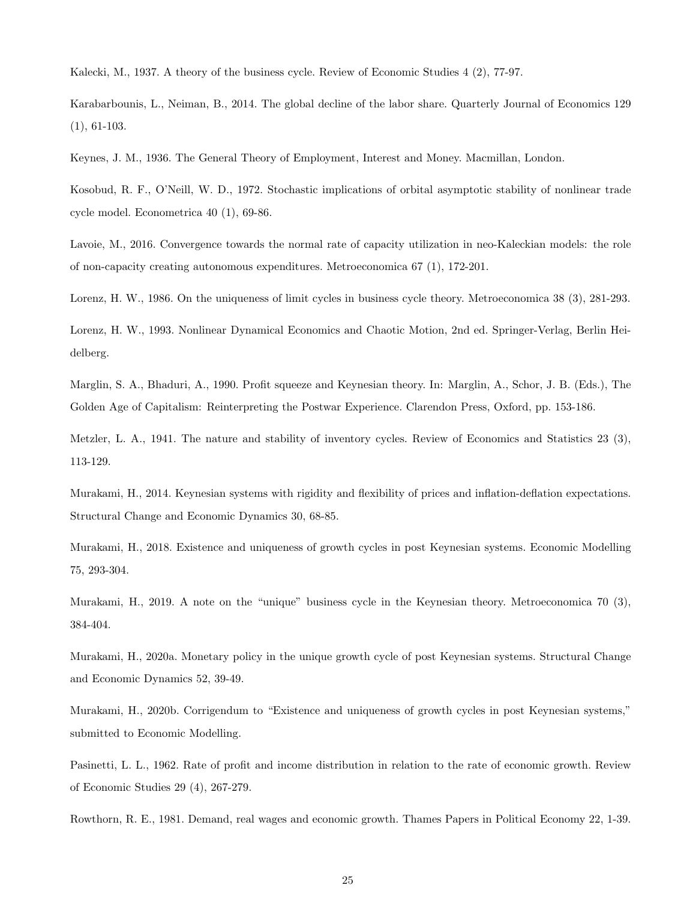Kalecki, M., 1937. A theory of the business cycle. Review of Economic Studies 4 (2), 77-97.

Karabarbounis, L., Neiman, B., 2014. The global decline of the labor share. Quarterly Journal of Economics 129 (1), 61-103.

Keynes, J. M., 1936. The General Theory of Employment, Interest and Money. Macmillan, London.

Kosobud, R. F., O'Neill, W. D., 1972. Stochastic implications of orbital asymptotic stability of nonlinear trade cycle model. Econometrica 40 (1), 69-86.

Lavoie, M., 2016. Convergence towards the normal rate of capacity utilization in neo-Kaleckian models: the role of non-capacity creating autonomous expenditures. Metroeconomica 67 (1), 172-201.

Lorenz, H. W., 1986. On the uniqueness of limit cycles in business cycle theory. Metroeconomica 38 (3), 281-293.

Lorenz, H. W., 1993. Nonlinear Dynamical Economics and Chaotic Motion, 2nd ed. Springer-Verlag, Berlin Heidelberg.

Marglin, S. A., Bhaduri, A., 1990. Profit squeeze and Keynesian theory. In: Marglin, A., Schor, J. B. (Eds.), The Golden Age of Capitalism: Reinterpreting the Postwar Experience. Clarendon Press, Oxford, pp. 153-186.

Metzler, L. A., 1941. The nature and stability of inventory cycles. Review of Economics and Statistics 23 (3), 113-129.

Murakami, H., 2014. Keynesian systems with rigidity and flexibility of prices and inflation-deflation expectations. Structural Change and Economic Dynamics 30, 68-85.

Murakami, H., 2018. Existence and uniqueness of growth cycles in post Keynesian systems. Economic Modelling 75, 293-304.

Murakami, H., 2019. A note on the "unique" business cycle in the Keynesian theory. Metroeconomica 70 (3), 384-404.

Murakami, H., 2020a. Monetary policy in the unique growth cycle of post Keynesian systems. Structural Change and Economic Dynamics 52, 39-49.

Murakami, H., 2020b. Corrigendum to "Existence and uniqueness of growth cycles in post Keynesian systems," submitted to Economic Modelling.

Pasinetti, L. L., 1962. Rate of profit and income distribution in relation to the rate of economic growth. Review of Economic Studies 29 (4), 267-279.

Rowthorn, R. E., 1981. Demand, real wages and economic growth. Thames Papers in Political Economy 22, 1-39.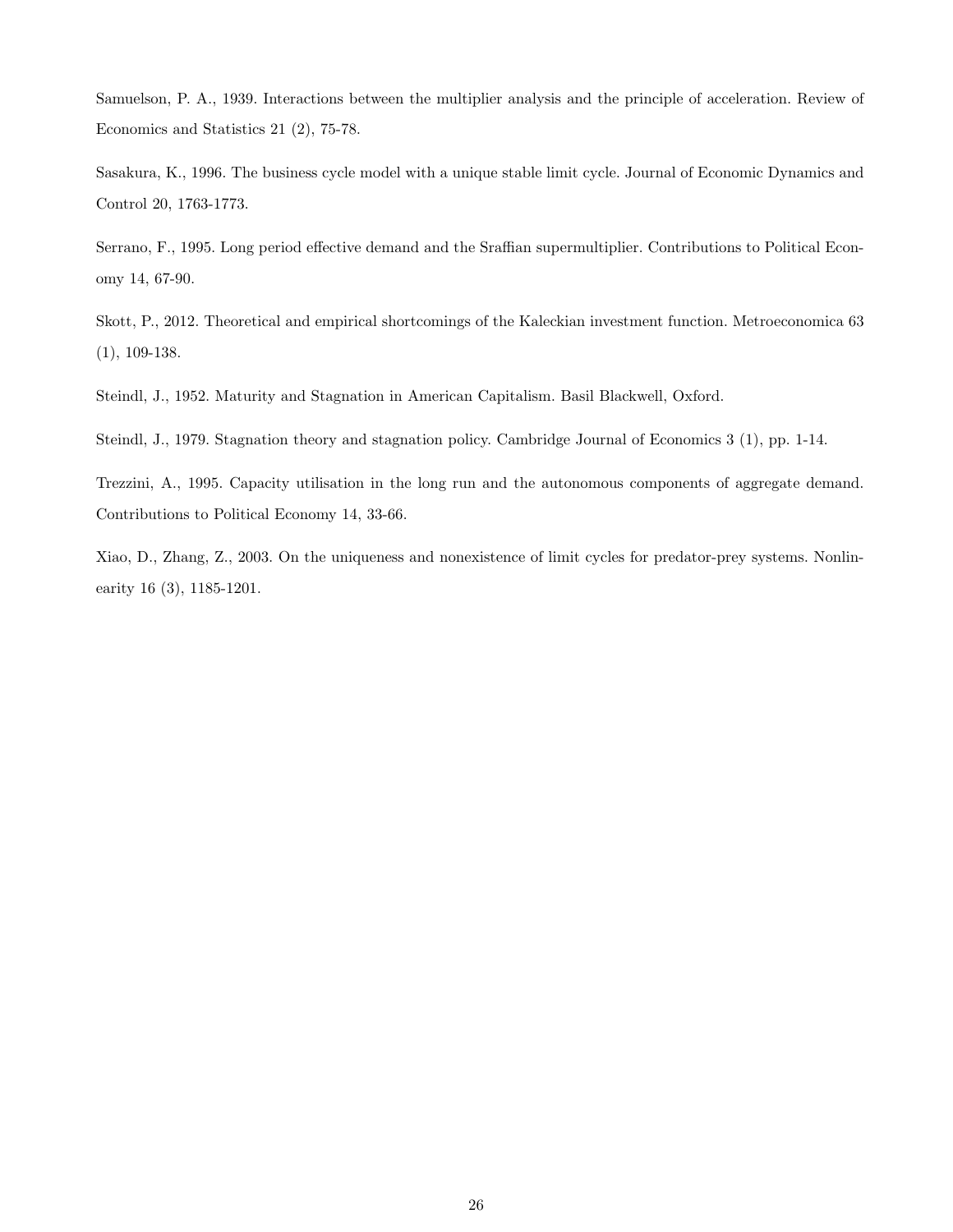Samuelson, P. A., 1939. Interactions between the multiplier analysis and the principle of acceleration. Review of Economics and Statistics 21 (2), 75-78.

Sasakura, K., 1996. The business cycle model with a unique stable limit cycle. Journal of Economic Dynamics and Control 20, 1763-1773.

Serrano, F., 1995. Long period effective demand and the Sraffian supermultiplier. Contributions to Political Economy 14, 67-90.

Skott, P., 2012. Theoretical and empirical shortcomings of the Kaleckian investment function. Metroeconomica 63 (1), 109-138.

Steindl, J., 1952. Maturity and Stagnation in American Capitalism. Basil Blackwell, Oxford.

Steindl, J., 1979. Stagnation theory and stagnation policy. Cambridge Journal of Economics 3 (1), pp. 1-14.

Trezzini, A., 1995. Capacity utilisation in the long run and the autonomous components of aggregate demand. Contributions to Political Economy 14, 33-66.

Xiao, D., Zhang, Z., 2003. On the uniqueness and nonexistence of limit cycles for predator-prey systems. Nonlinearity 16 (3), 1185-1201.